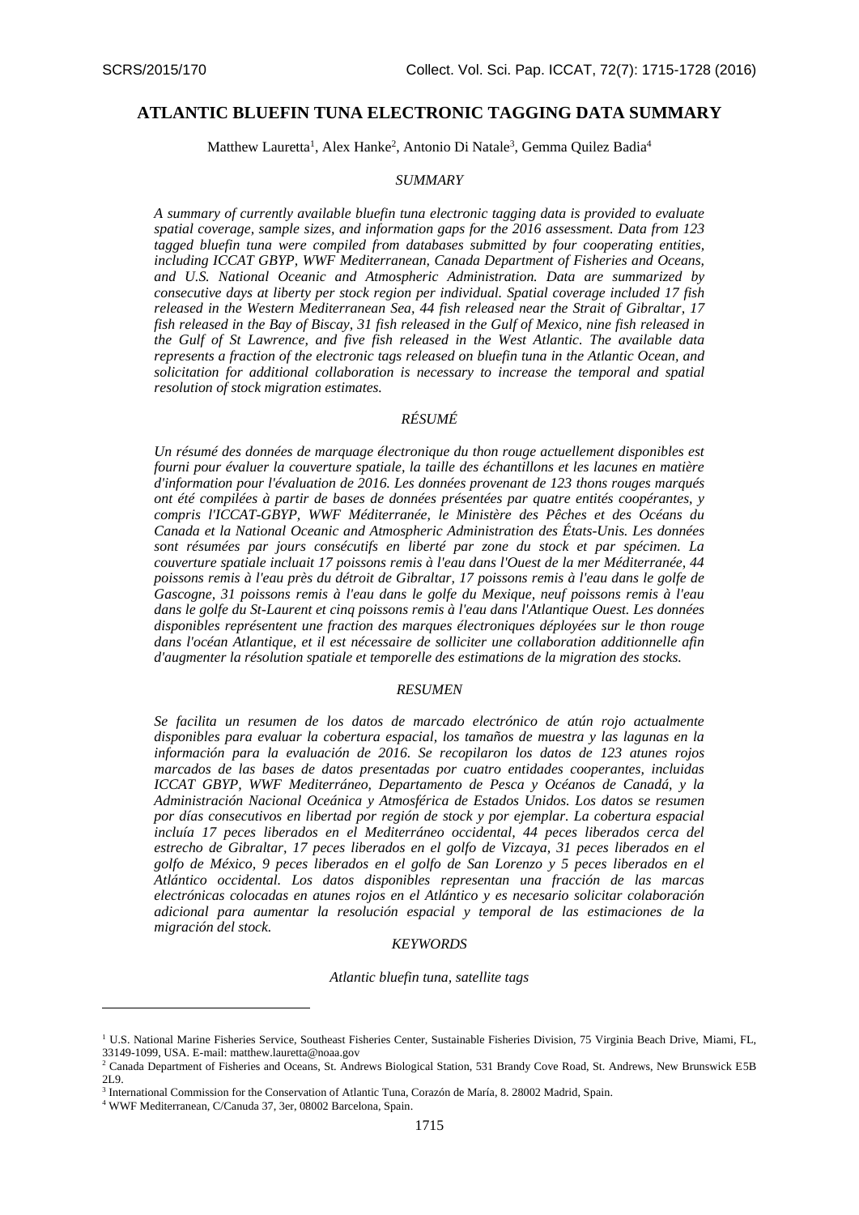# ATLANTIC BLUEFIN TUNA ELECTRONIC TAGGING DATA SUMMARY

Matthew Lauretta[1], Alex Hanke[2], Antonio Di Natale[3], Gemma Quilez Badia[4]

## *SUMMARY*

*A summary of currently available bluefin tuna electronic tagging data is provided to evaluate spatial coverage, sample sizes, and information gaps for the 2016 assessment. Data from 123 tagged bluefin tuna were compiled from databases submitted by four cooperating entities, including ICCAT GBYP, WWF Mediterranean, Canada Department of Fisheries and Oceans, and U.S. National Oceanic and Atmospheric Administration. Data are summarized by consecutive days at liberty per stock region per individual. Spatial coverage included 17 fish released in the Western Mediterranean Sea, 44 fish released near the Strait of Gibraltar, 17 fish released in the Bay of Biscay, 31 fish released in the Gulf of Mexico, nine fish released in the Gulf of St Lawrence, and five fish released in the West Atlantic. The available data represents a fraction of the electronic tags released on bluefin tuna in the Atlantic Ocean, and solicitation for additional collaboration is necessary to increase the temporal and spatial resolution of stock migration estimates.*

## *RÉSUMÉ*

*Un résumé des données de marquage électronique du thon rouge actuellement disponibles est fourni pour évaluer la couverture spatiale, la taille des échantillons et les lacunes en matière d'information pour l'évaluation de 2016. Les données provenant de 123 thons rouges marqués ont été compilées à partir de bases de données présentées par quatre entités coopérantes, y compris l'ICCAT-GBYP, WWF Méditerranée, le Ministère des Pêches et des Océans du Canada et la National Oceanic and Atmospheric Administration des États-Unis. Les données sont résumées par jours consécutifs en liberté par zone du stock et par spécimen. La couverture spatiale incluait 17 poissons remis à l'eau dans l'Ouest de la mer Méditerranée, 44 poissons remis à l'eau près du détroit de Gibraltar, 17 poissons remis à l'eau dans le golfe de Gascogne, 31 poissons remis à l'eau dans le golfe du Mexique, neuf poissons remis à l'eau dans le golfe du St-Laurent et cinq poissons remis à l'eau dans l'Atlantique Ouest. Les données disponibles représentent une fraction des marques électroniques déployées sur le thon rouge dans l'océan Atlantique, et il est nécessaire de solliciter une collaboration additionnelle afin d'augmenter la résolution spatiale et temporelle des estimations de la migration des stocks.*

## *RESUMEN*

*Se facilita un resumen de los datos de marcado electrónico de atún rojo actualmente disponibles para evaluar la cobertura espacial, los tamaños de muestra y las lagunas en la información para la evaluación de 2016. Se recopilaron los datos de 123 atunes rojos marcados de las bases de datos presentadas por cuatro entidades cooperantes, incluidas ICCAT GBYP, WWF Mediterráneo, Departamento de Pesca y Océanos de Canadá, y la Administración Nacional Oceánica y Atmosférica de Estados Unidos. Los datos se resumen por días consecutivos en libertad por región de stock y por ejemplar. La cobertura espacial incluía 17 peces liberados en el Mediterráneo occidental, 44 peces liberados cerca del estrecho de Gibraltar, 17 peces liberados en el golfo de Vizcaya, 31 peces liberados en el golfo de México, 9 peces liberados en el golfo de San Lorenzo y 5 peces liberados en el Atlántico occidental. Los datos disponibles representan una fracción de las marcas electrónicas colocadas en atunes rojos en el Atlántico y es necesario solicitar colaboración adicional para aumentar la resolución espacial y temporal de las estimaciones de la migración del stock.*

## *KEYWORDS*

*Atlantic bluefin tuna, satellite tags*

---

[1] U.S. National Marine Fisheries Service, Southeast Fisheries Center, Sustainable Fisheries Division, 75 Virginia Beach Drive, Miami, FL, 33149-1099, USA. E-mail: matthew.lauretta@noaa.gov

[2] Canada Department of Fisheries and Oceans, St. Andrews Biological Station, 531 Brandy Cove Road, St. Andrews, New Brunswick E5B 2L9.

[3] International Commission for the Conservation of Atlantic Tuna, Corazón de María, 8. 28002 Madrid, Spain.

[4] WWF Mediterranean, C/Canuda 37, 3er, 08002 Barcelona, Spain.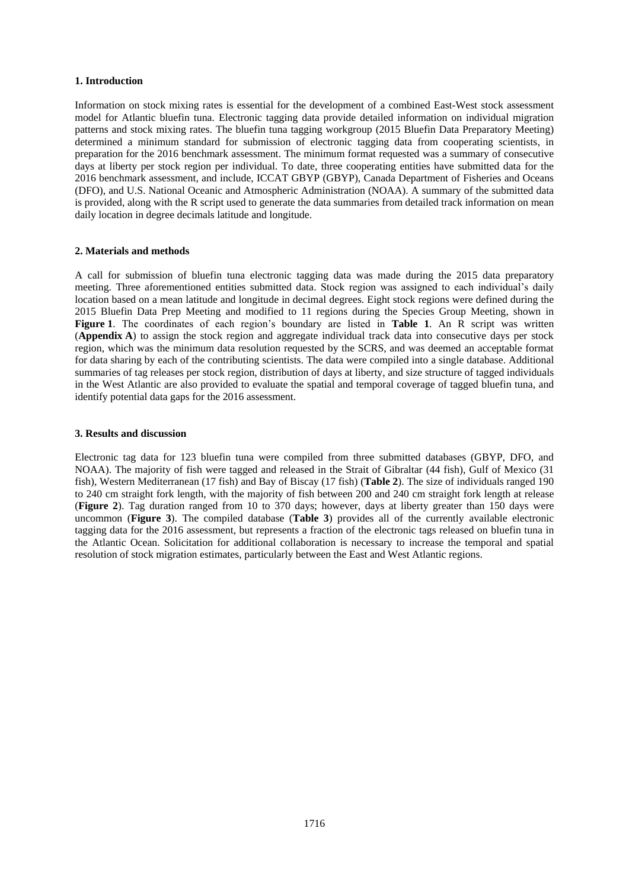## 1. Introduction

Information on stock mixing rates is essential for the development of a combined East-West stock assessment model for Atlantic bluefin tuna. Electronic tagging data provide detailed information on individual migration patterns and stock mixing rates. The bluefin tuna tagging workgroup (2015 Bluefin Data Preparatory Meeting) determined a minimum standard for submission of electronic tagging data from cooperating scientists, in preparation for the 2016 benchmark assessment. The minimum format requested was a summary of consecutive days at liberty per stock region per individual. To date, three cooperating entities have submitted data for the 2016 benchmark assessment, and include, ICCAT GBYP (GBYP), Canada Department of Fisheries and Oceans (DFO), and U.S. National Oceanic and Atmospheric Administration (NOAA). A summary of the submitted data is provided, along with the R script used to generate the data summaries from detailed track information on mean daily location in degree decimals latitude and longitude.

## 2. Materials and methods

A call for submission of bluefin tuna electronic tagging data was made during the 2015 data preparatory meeting. Three aforementioned entities submitted data. Stock region was assigned to each individual's daily location based on a mean latitude and longitude in decimal degrees. Eight stock regions were defined during the 2015 Bluefin Data Prep Meeting and modified to 11 regions during the Species Group Meeting, shown in **Figure 1**. The coordinates of each region's boundary are listed in **Table 1**. An R script was written (**Appendix A**) to assign the stock region and aggregate individual track data into consecutive days per stock region, which was the minimum data resolution requested by the SCRS, and was deemed an acceptable format for data sharing by each of the contributing scientists. The data were compiled into a single database. Additional summaries of tag releases per stock region, distribution of days at liberty, and size structure of tagged individuals in the West Atlantic are also provided to evaluate the spatial and temporal coverage of tagged bluefin tuna, and identify potential data gaps for the 2016 assessment.

## 3. Results and discussion

Electronic tag data for 123 bluefin tuna were compiled from three submitted databases (GBYP, DFO, and NOAA). The majority of fish were tagged and released in the Strait of Gibraltar (44 fish), Gulf of Mexico (31 fish), Western Mediterranean (17 fish) and Bay of Biscay (17 fish) (**Table 2**). The size of individuals ranged 190 to 240 cm straight fork length, with the majority of fish between 200 and 240 cm straight fork length at release (**Figure 2**). Tag duration ranged from 10 to 370 days; however, days at liberty greater than 150 days were uncommon (**Figure 3**). The compiled database (**Table 3**) provides all of the currently available electronic tagging data for the 2016 assessment, but represents a fraction of the electronic tags released on bluefin tuna in the Atlantic Ocean. Solicitation for additional collaboration is necessary to increase the temporal and spatial resolution of stock migration estimates, particularly between the East and West Atlantic regions.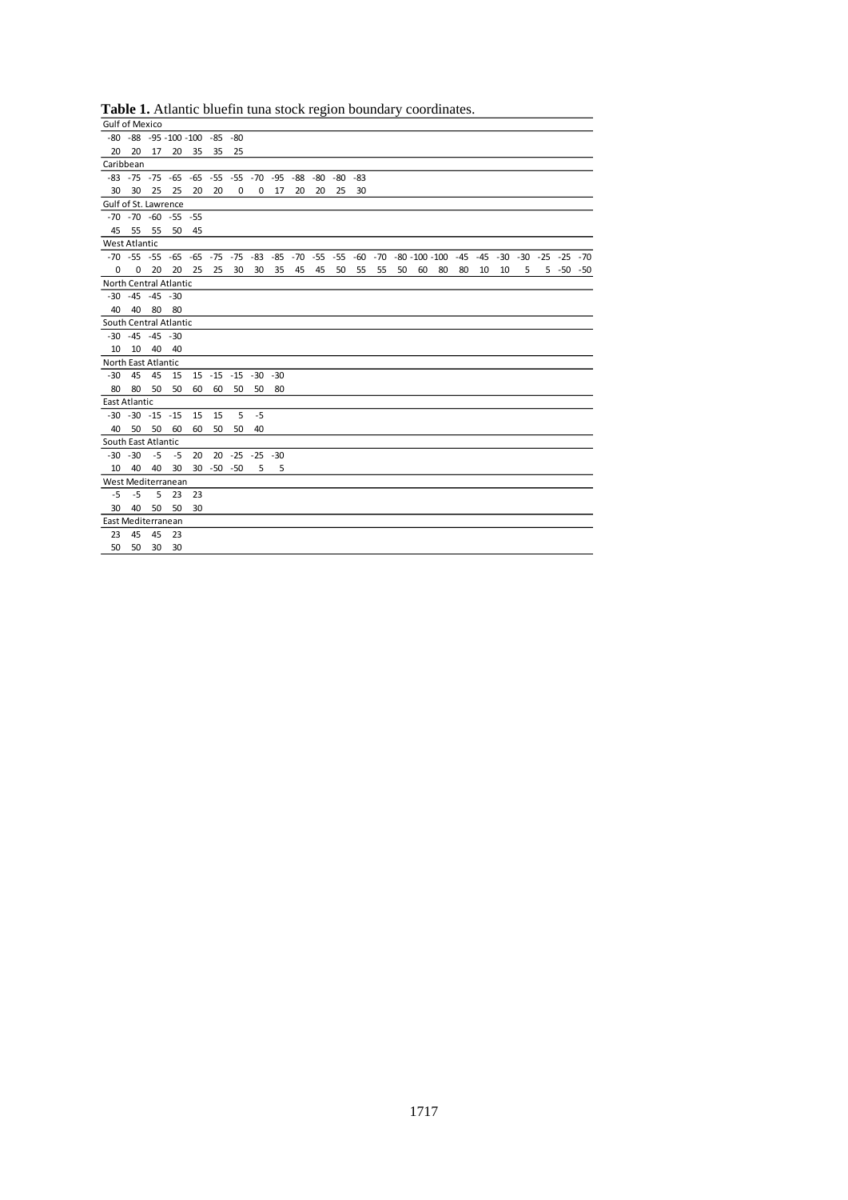**Table 1.** Atlantic bluefin tuna stock region boundary coordinates.

| Gulf of Mexico | | | | | | | | | | | | | | | | | | | | | | | | |
|---|---|---|---|---|---|---|---|---|---|---|---|---|---|---|---|---|---|---|---|---|---|---|---|---|
| -80 | -88 | -95 | -100 | -100 | -85 | -80 | | | | | | | | | | | | | | | | | | |
| 20 | 20 | 17 | 20 | 35 | 35 | 25 | | | | | | | | | | | | | | | | | | |
| **Caribbean** | | | | | | | | | | | | | | | | | | | | | | | | |
| -83 | -75 | -75 | -65 | -65 | -55 | -55 | -70 | -95 | -88 | -80 | -80 | -83 | | | | | | | | | | | | |
| 30 | 30 | 25 | 25 | 20 | 20 | 0 | 0 | 17 | 20 | 20 | 25 | 30 | | | | | | | | | | | | |
| **Gulf of St. Lawrence** | | | | | | | | | | | | | | | | | | | | | | | | |
| -70 | -70 | -60 | -55 | -55 | | | | | | | | | | | | | | | | | | | | |
| 45 | 55 | 55 | 50 | 45 | | | | | | | | | | | | | | | | | | | | |
| **West Atlantic** | | | | | | | | | | | | | | | | | | | | | | | | |
| -70 | -55 | -55 | -65 | -65 | -75 | -75 | -83 | -85 | -70 | -55 | -55 | -60 | -70 | -80 | -100 | -100 | -45 | -45 | -30 | -30 | -25 | -25 | -70 | |
| 0 | 0 | 20 | 20 | 25 | 25 | 30 | 30 | 35 | 45 | 45 | 50 | 55 | 55 | 50 | 60 | 80 | 80 | 10 | 10 | 5 | 5 | -50 | -50 | |
| **North Central Atlantic** | | | | | | | | | | | | | | | | | | | | | | | | |
| -30 | -45 | -45 | -30 | | | | | | | | | | | | | | | | | | | | | |
| 40 | 40 | 80 | 80 | | | | | | | | | | | | | | | | | | | | | |
| **South Central Atlantic** | | | | | | | | | | | | | | | | | | | | | | | | |
| -30 | -45 | -45 | -30 | | | | | | | | | | | | | | | | | | | | | |
| 10 | 10 | 40 | 40 | | | | | | | | | | | | | | | | | | | | | |
| **North East Atlantic** | | | | | | | | | | | | | | | | | | | | | | | | |
| -30 | 45 | 45 | 15 | 15 | -15 | -15 | -30 | -30 | | | | | | | | | | | | | | | | |
| 80 | 80 | 50 | 50 | 60 | 60 | 50 | 50 | 80 | | | | | | | | | | | | | | | | |
| **East Atlantic** | | | | | | | | | | | | | | | | | | | | | | | | |
| -30 | -30 | -15 | -15 | 15 | 15 | 5 | -5 | | | | | | | | | | | | | | | | | |
| 40 | 50 | 50 | 60 | 60 | 50 | 50 | 40 | | | | | | | | | | | | | | | | | |
| **South East Atlantic** | | | | | | | | | | | | | | | | | | | | | | | | |
| -30 | -30 | -5 | -5 | 20 | 20 | -25 | -25 | -30 | | | | | | | | | | | | | | | | |
| 10 | 40 | 40 | 30 | 30 | -50 | -50 | 5 | 5 | | | | | | | | | | | | | | | | |
| **West Mediterranean** | | | | | | | | | | | | | | | | | | | | | | | | |
| -5 | -5 | 5 | 23 | 23 | | | | | | | | | | | | | | | | | | | | |
| 30 | 40 | 50 | 50 | 30 | | | | | | | | | | | | | | | | | | | | |
| **East Mediterranean** | | | | | | | | | | | | | | | | | | | | | | | | |
| 23 | 45 | 45 | 23 | | | | | | | | | | | | | | | | | | | | | |
| 50 | 50 | 30 | 30 | | | | | | | | | | | | | | | | | | | | | |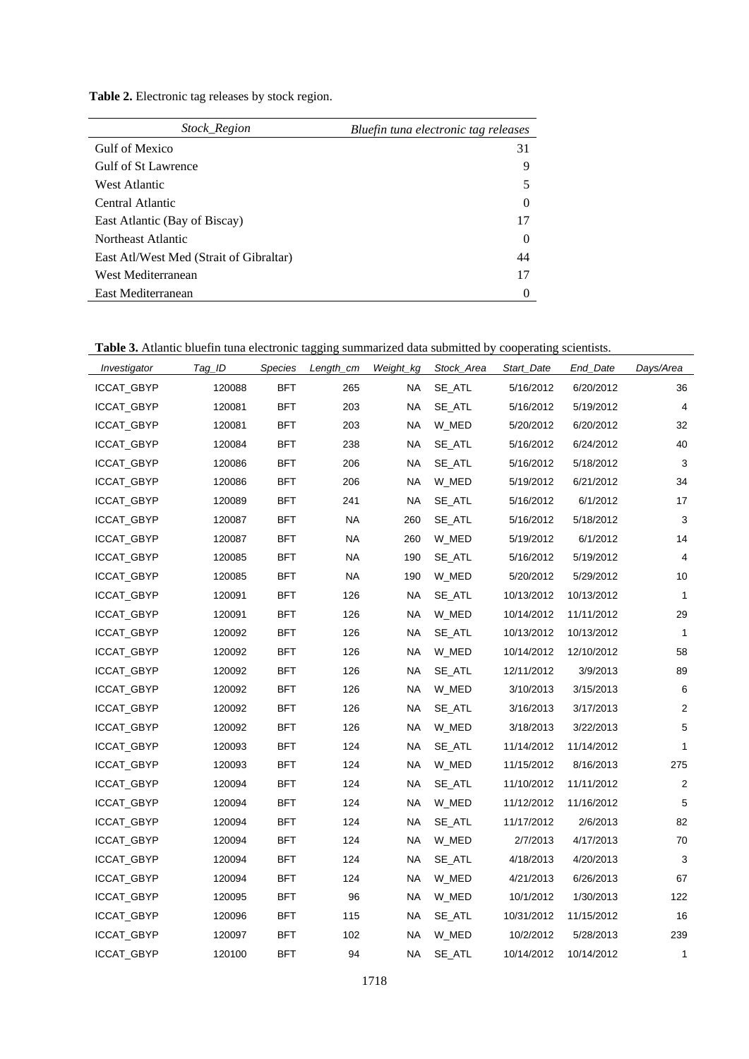**Table 2.** Electronic tag releases by stock region.

| *Stock_Region* | *Bluefin tuna electronic tag releases* |
|---|---|
| Gulf of Mexico | 31 |
| Gulf of St Lawrence | 9 |
| West Atlantic | 5 |
| Central Atlantic | 0 |
| East Atlantic (Bay of Biscay) | 17 |
| Northeast Atlantic | 0 |
| East Atl/West Med (Strait of Gibraltar) | 44 |
| West Mediterranean | 17 |
| East Mediterranean | 0 |

**Table 3.** Atlantic bluefin tuna electronic tagging summarized data submitted by cooperating scientists.

| *Investigator* | *Tag_ID* | *Species* | *Length_cm* | *Weight_kg* | *Stock_Area* | *Start_Date* | *End_Date* | *Days/Area* |
|---|---|---|---|---|---|---|---|---|
| ICCAT_GBYP | 120088 | BFT | 265 | NA | SE_ATL | 5/16/2012 | 6/20/2012 | 36 |
| ICCAT_GBYP | 120081 | BFT | 203 | NA | SE_ATL | 5/16/2012 | 5/19/2012 | 4 |
| ICCAT_GBYP | 120081 | BFT | 203 | NA | W_MED | 5/20/2012 | 6/20/2012 | 32 |
| ICCAT_GBYP | 120084 | BFT | 238 | NA | SE_ATL | 5/16/2012 | 6/24/2012 | 40 |
| ICCAT_GBYP | 120086 | BFT | 206 | NA | SE_ATL | 5/16/2012 | 5/18/2012 | 3 |
| ICCAT_GBYP | 120086 | BFT | 206 | NA | W_MED | 5/19/2012 | 6/21/2012 | 34 |
| ICCAT_GBYP | 120089 | BFT | 241 | NA | SE_ATL | 5/16/2012 | 6/1/2012 | 17 |
| ICCAT_GBYP | 120087 | BFT | NA | 260 | SE_ATL | 5/16/2012 | 5/18/2012 | 3 |
| ICCAT_GBYP | 120087 | BFT | NA | 260 | W_MED | 5/19/2012 | 6/1/2012 | 14 |
| ICCAT_GBYP | 120085 | BFT | NA | 190 | SE_ATL | 5/16/2012 | 5/19/2012 | 4 |
| ICCAT_GBYP | 120085 | BFT | NA | 190 | W_MED | 5/20/2012 | 5/29/2012 | 10 |
| ICCAT_GBYP | 120091 | BFT | 126 | NA | SE_ATL | 10/13/2012 | 10/13/2012 | 1 |
| ICCAT_GBYP | 120091 | BFT | 126 | NA | W_MED | 10/14/2012 | 11/11/2012 | 29 |
| ICCAT_GBYP | 120092 | BFT | 126 | NA | SE_ATL | 10/13/2012 | 10/13/2012 | 1 |
| ICCAT_GBYP | 120092 | BFT | 126 | NA | W_MED | 10/14/2012 | 12/10/2012 | 58 |
| ICCAT_GBYP | 120092 | BFT | 126 | NA | SE_ATL | 12/11/2012 | 3/9/2013 | 89 |
| ICCAT_GBYP | 120092 | BFT | 126 | NA | W_MED | 3/10/2013 | 3/15/2013 | 6 |
| ICCAT_GBYP | 120092 | BFT | 126 | NA | SE_ATL | 3/16/2013 | 3/17/2013 | 2 |
| ICCAT_GBYP | 120092 | BFT | 126 | NA | W_MED | 3/18/2013 | 3/22/2013 | 5 |
| ICCAT_GBYP | 120093 | BFT | 124 | NA | SE_ATL | 11/14/2012 | 11/14/2012 | 1 |
| ICCAT_GBYP | 120093 | BFT | 124 | NA | W_MED | 11/15/2012 | 8/16/2013 | 275 |
| ICCAT_GBYP | 120094 | BFT | 124 | NA | SE_ATL | 11/10/2012 | 11/11/2012 | 2 |
| ICCAT_GBYP | 120094 | BFT | 124 | NA | W_MED | 11/12/2012 | 11/16/2012 | 5 |
| ICCAT_GBYP | 120094 | BFT | 124 | NA | SE_ATL | 11/17/2012 | 2/6/2013 | 82 |
| ICCAT_GBYP | 120094 | BFT | 124 | NA | W_MED | 2/7/2013 | 4/17/2013 | 70 |
| ICCAT_GBYP | 120094 | BFT | 124 | NA | SE_ATL | 4/18/2013 | 4/20/2013 | 3 |
| ICCAT_GBYP | 120094 | BFT | 124 | NA | W_MED | 4/21/2013 | 6/26/2013 | 67 |
| ICCAT_GBYP | 120095 | BFT | 96 | NA | W_MED | 10/1/2012 | 1/30/2013 | 122 |
| ICCAT_GBYP | 120096 | BFT | 115 | NA | SE_ATL | 10/31/2012 | 11/15/2012 | 16 |
| ICCAT_GBYP | 120097 | BFT | 102 | NA | W_MED | 10/2/2012 | 5/28/2013 | 239 |
| ICCAT_GBYP | 120100 | BFT | 94 | NA | SE_ATL | 10/14/2012 | 10/14/2012 | 1 |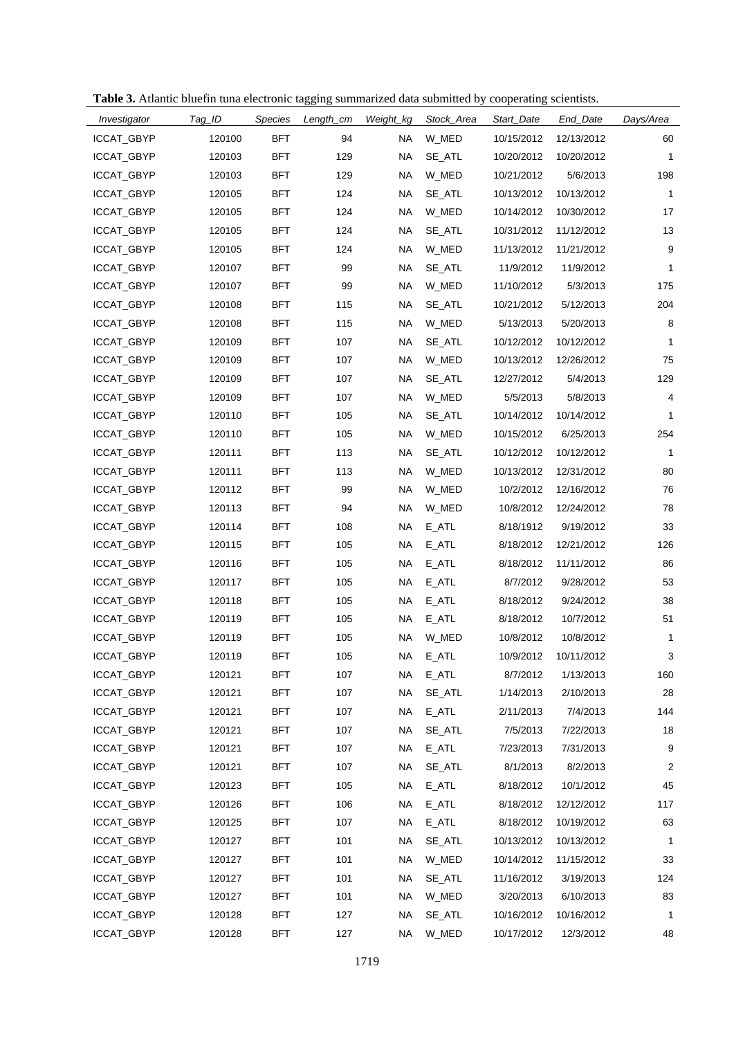**Table 3.** Atlantic bluefin tuna electronic tagging summarized data submitted by cooperating scientists.

| *Investigator* | *Tag_ID* | *Species* | *Length_cm* | *Weight_kg* | *Stock_Area* | *Start_Date* | *End_Date* | *Days/Area* |
|---|---|---|---|---|---|---|---|---|
| ICCAT_GBYP | 120100 | BFT | 94 | NA | W_MED | 10/15/2012 | 12/13/2012 | 60 |
| ICCAT_GBYP | 120103 | BFT | 129 | NA | SE_ATL | 10/20/2012 | 10/20/2012 | 1 |
| ICCAT_GBYP | 120103 | BFT | 129 | NA | W_MED | 10/21/2012 | 5/6/2013 | 198 |
| ICCAT_GBYP | 120105 | BFT | 124 | NA | SE_ATL | 10/13/2012 | 10/13/2012 | 1 |
| ICCAT_GBYP | 120105 | BFT | 124 | NA | W_MED | 10/14/2012 | 10/30/2012 | 17 |
| ICCAT_GBYP | 120105 | BFT | 124 | NA | SE_ATL | 10/31/2012 | 11/12/2012 | 13 |
| ICCAT_GBYP | 120105 | BFT | 124 | NA | W_MED | 11/13/2012 | 11/21/2012 | 9 |
| ICCAT_GBYP | 120107 | BFT | 99 | NA | SE_ATL | 11/9/2012 | 11/9/2012 | 1 |
| ICCAT_GBYP | 120107 | BFT | 99 | NA | W_MED | 11/10/2012 | 5/3/2013 | 175 |
| ICCAT_GBYP | 120108 | BFT | 115 | NA | SE_ATL | 10/21/2012 | 5/12/2013 | 204 |
| ICCAT_GBYP | 120108 | BFT | 115 | NA | W_MED | 5/13/2013 | 5/20/2013 | 8 |
| ICCAT_GBYP | 120109 | BFT | 107 | NA | SE_ATL | 10/12/2012 | 10/12/2012 | 1 |
| ICCAT_GBYP | 120109 | BFT | 107 | NA | W_MED | 10/13/2012 | 12/26/2012 | 75 |
| ICCAT_GBYP | 120109 | BFT | 107 | NA | SE_ATL | 12/27/2012 | 5/4/2013 | 129 |
| ICCAT_GBYP | 120109 | BFT | 107 | NA | W_MED | 5/5/2013 | 5/8/2013 | 4 |
| ICCAT_GBYP | 120110 | BFT | 105 | NA | SE_ATL | 10/14/2012 | 10/14/2012 | 1 |
| ICCAT_GBYP | 120110 | BFT | 105 | NA | W_MED | 10/15/2012 | 6/25/2013 | 254 |
| ICCAT_GBYP | 120111 | BFT | 113 | NA | SE_ATL | 10/12/2012 | 10/12/2012 | 1 |
| ICCAT_GBYP | 120111 | BFT | 113 | NA | W_MED | 10/13/2012 | 12/31/2012 | 80 |
| ICCAT_GBYP | 120112 | BFT | 99 | NA | W_MED | 10/2/2012 | 12/16/2012 | 76 |
| ICCAT_GBYP | 120113 | BFT | 94 | NA | W_MED | 10/8/2012 | 12/24/2012 | 78 |
| ICCAT_GBYP | 120114 | BFT | 108 | NA | E_ATL | 8/18/1912 | 9/19/2012 | 33 |
| ICCAT_GBYP | 120115 | BFT | 105 | NA | E_ATL | 8/18/2012 | 12/21/2012 | 126 |
| ICCAT_GBYP | 120116 | BFT | 105 | NA | E_ATL | 8/18/2012 | 11/11/2012 | 86 |
| ICCAT_GBYP | 120117 | BFT | 105 | NA | E_ATL | 8/7/2012 | 9/28/2012 | 53 |
| ICCAT_GBYP | 120118 | BFT | 105 | NA | E_ATL | 8/18/2012 | 9/24/2012 | 38 |
| ICCAT_GBYP | 120119 | BFT | 105 | NA | E_ATL | 8/18/2012 | 10/7/2012 | 51 |
| ICCAT_GBYP | 120119 | BFT | 105 | NA | W_MED | 10/8/2012 | 10/8/2012 | 1 |
| ICCAT_GBYP | 120119 | BFT | 105 | NA | E_ATL | 10/9/2012 | 10/11/2012 | 3 |
| ICCAT_GBYP | 120121 | BFT | 107 | NA | E_ATL | 8/7/2012 | 1/13/2013 | 160 |
| ICCAT_GBYP | 120121 | BFT | 107 | NA | SE_ATL | 1/14/2013 | 2/10/2013 | 28 |
| ICCAT_GBYP | 120121 | BFT | 107 | NA | E_ATL | 2/11/2013 | 7/4/2013 | 144 |
| ICCAT_GBYP | 120121 | BFT | 107 | NA | SE_ATL | 7/5/2013 | 7/22/2013 | 18 |
| ICCAT_GBYP | 120121 | BFT | 107 | NA | E_ATL | 7/23/2013 | 7/31/2013 | 9 |
| ICCAT_GBYP | 120121 | BFT | 107 | NA | SE_ATL | 8/1/2013 | 8/2/2013 | 2 |
| ICCAT_GBYP | 120123 | BFT | 105 | NA | E_ATL | 8/18/2012 | 10/1/2012 | 45 |
| ICCAT_GBYP | 120126 | BFT | 106 | NA | E_ATL | 8/18/2012 | 12/12/2012 | 117 |
| ICCAT_GBYP | 120125 | BFT | 107 | NA | E_ATL | 8/18/2012 | 10/19/2012 | 63 |
| ICCAT_GBYP | 120127 | BFT | 101 | NA | SE_ATL | 10/13/2012 | 10/13/2012 | 1 |
| ICCAT_GBYP | 120127 | BFT | 101 | NA | W_MED | 10/14/2012 | 11/15/2012 | 33 |
| ICCAT_GBYP | 120127 | BFT | 101 | NA | SE_ATL | 11/16/2012 | 3/19/2013 | 124 |
| ICCAT_GBYP | 120127 | BFT | 101 | NA | W_MED | 3/20/2013 | 6/10/2013 | 83 |
| ICCAT_GBYP | 120128 | BFT | 127 | NA | SE_ATL | 10/16/2012 | 10/16/2012 | 1 |
| ICCAT_GBYP | 120128 | BFT | 127 | NA | W_MED | 10/17/2012 | 12/3/2012 | 48 |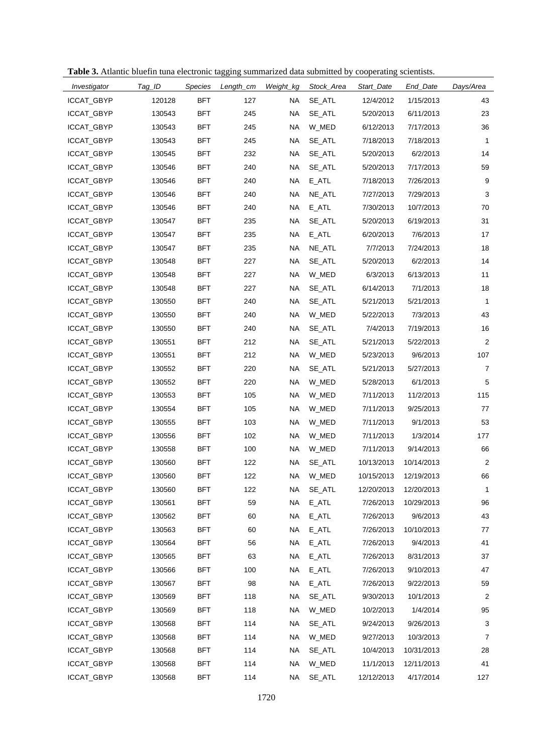**Table 3.** Atlantic bluefin tuna electronic tagging summarized data submitted by cooperating scientists.

| Investigator | Tag_ID | Species | Length_cm | Weight_kg | Stock_Area | Start_Date | End_Date | Days/Area |
|---|---|---|---|---|---|---|---|---|
| ICCAT_GBYP | 120128 | BFT | 127 | NA | SE_ATL | 12/4/2012 | 1/15/2013 | 43 |
| ICCAT_GBYP | 130543 | BFT | 245 | NA | SE_ATL | 5/20/2013 | 6/11/2013 | 23 |
| ICCAT_GBYP | 130543 | BFT | 245 | NA | W_MED | 6/12/2013 | 7/17/2013 | 36 |
| ICCAT_GBYP | 130543 | BFT | 245 | NA | SE_ATL | 7/18/2013 | 7/18/2013 | 1 |
| ICCAT_GBYP | 130545 | BFT | 232 | NA | SE_ATL | 5/20/2013 | 6/2/2013 | 14 |
| ICCAT_GBYP | 130546 | BFT | 240 | NA | SE_ATL | 5/20/2013 | 7/17/2013 | 59 |
| ICCAT_GBYP | 130546 | BFT | 240 | NA | E_ATL | 7/18/2013 | 7/26/2013 | 9 |
| ICCAT_GBYP | 130546 | BFT | 240 | NA | NE_ATL | 7/27/2013 | 7/29/2013 | 3 |
| ICCAT_GBYP | 130546 | BFT | 240 | NA | E_ATL | 7/30/2013 | 10/7/2013 | 70 |
| ICCAT_GBYP | 130547 | BFT | 235 | NA | SE_ATL | 5/20/2013 | 6/19/2013 | 31 |
| ICCAT_GBYP | 130547 | BFT | 235 | NA | E_ATL | 6/20/2013 | 7/6/2013 | 17 |
| ICCAT_GBYP | 130547 | BFT | 235 | NA | NE_ATL | 7/7/2013 | 7/24/2013 | 18 |
| ICCAT_GBYP | 130548 | BFT | 227 | NA | SE_ATL | 5/20/2013 | 6/2/2013 | 14 |
| ICCAT_GBYP | 130548 | BFT | 227 | NA | W_MED | 6/3/2013 | 6/13/2013 | 11 |
| ICCAT_GBYP | 130548 | BFT | 227 | NA | SE_ATL | 6/14/2013 | 7/1/2013 | 18 |
| ICCAT_GBYP | 130550 | BFT | 240 | NA | SE_ATL | 5/21/2013 | 5/21/2013 | 1 |
| ICCAT_GBYP | 130550 | BFT | 240 | NA | W_MED | 5/22/2013 | 7/3/2013 | 43 |
| ICCAT_GBYP | 130550 | BFT | 240 | NA | SE_ATL | 7/4/2013 | 7/19/2013 | 16 |
| ICCAT_GBYP | 130551 | BFT | 212 | NA | SE_ATL | 5/21/2013 | 5/22/2013 | 2 |
| ICCAT_GBYP | 130551 | BFT | 212 | NA | W_MED | 5/23/2013 | 9/6/2013 | 107 |
| ICCAT_GBYP | 130552 | BFT | 220 | NA | SE_ATL | 5/21/2013 | 5/27/2013 | 7 |
| ICCAT_GBYP | 130552 | BFT | 220 | NA | W_MED | 5/28/2013 | 6/1/2013 | 5 |
| ICCAT_GBYP | 130553 | BFT | 105 | NA | W_MED | 7/11/2013 | 11/2/2013 | 115 |
| ICCAT_GBYP | 130554 | BFT | 105 | NA | W_MED | 7/11/2013 | 9/25/2013 | 77 |
| ICCAT_GBYP | 130555 | BFT | 103 | NA | W_MED | 7/11/2013 | 9/1/2013 | 53 |
| ICCAT_GBYP | 130556 | BFT | 102 | NA | W_MED | 7/11/2013 | 1/3/2014 | 177 |
| ICCAT_GBYP | 130558 | BFT | 100 | NA | W_MED | 7/11/2013 | 9/14/2013 | 66 |
| ICCAT_GBYP | 130560 | BFT | 122 | NA | SE_ATL | 10/13/2013 | 10/14/2013 | 2 |
| ICCAT_GBYP | 130560 | BFT | 122 | NA | W_MED | 10/15/2013 | 12/19/2013 | 66 |
| ICCAT_GBYP | 130560 | BFT | 122 | NA | SE_ATL | 12/20/2013 | 12/20/2013 | 1 |
| ICCAT_GBYP | 130561 | BFT | 59 | NA | E_ATL | 7/26/2013 | 10/29/2013 | 96 |
| ICCAT_GBYP | 130562 | BFT | 60 | NA | E_ATL | 7/26/2013 | 9/6/2013 | 43 |
| ICCAT_GBYP | 130563 | BFT | 60 | NA | E_ATL | 7/26/2013 | 10/10/2013 | 77 |
| ICCAT_GBYP | 130564 | BFT | 56 | NA | E_ATL | 7/26/2013 | 9/4/2013 | 41 |
| ICCAT_GBYP | 130565 | BFT | 63 | NA | E_ATL | 7/26/2013 | 8/31/2013 | 37 |
| ICCAT_GBYP | 130566 | BFT | 100 | NA | E_ATL | 7/26/2013 | 9/10/2013 | 47 |
| ICCAT_GBYP | 130567 | BFT | 98 | NA | E_ATL | 7/26/2013 | 9/22/2013 | 59 |
| ICCAT_GBYP | 130569 | BFT | 118 | NA | SE_ATL | 9/30/2013 | 10/1/2013 | 2 |
| ICCAT_GBYP | 130569 | BFT | 118 | NA | W_MED | 10/2/2013 | 1/4/2014 | 95 |
| ICCAT_GBYP | 130568 | BFT | 114 | NA | SE_ATL | 9/24/2013 | 9/26/2013 | 3 |
| ICCAT_GBYP | 130568 | BFT | 114 | NA | W_MED | 9/27/2013 | 10/3/2013 | 7 |
| ICCAT_GBYP | 130568 | BFT | 114 | NA | SE_ATL | 10/4/2013 | 10/31/2013 | 28 |
| ICCAT_GBYP | 130568 | BFT | 114 | NA | W_MED | 11/1/2013 | 12/11/2013 | 41 |
| ICCAT_GBYP | 130568 | BFT | 114 | NA | SE_ATL | 12/12/2013 | 4/17/2014 | 127 |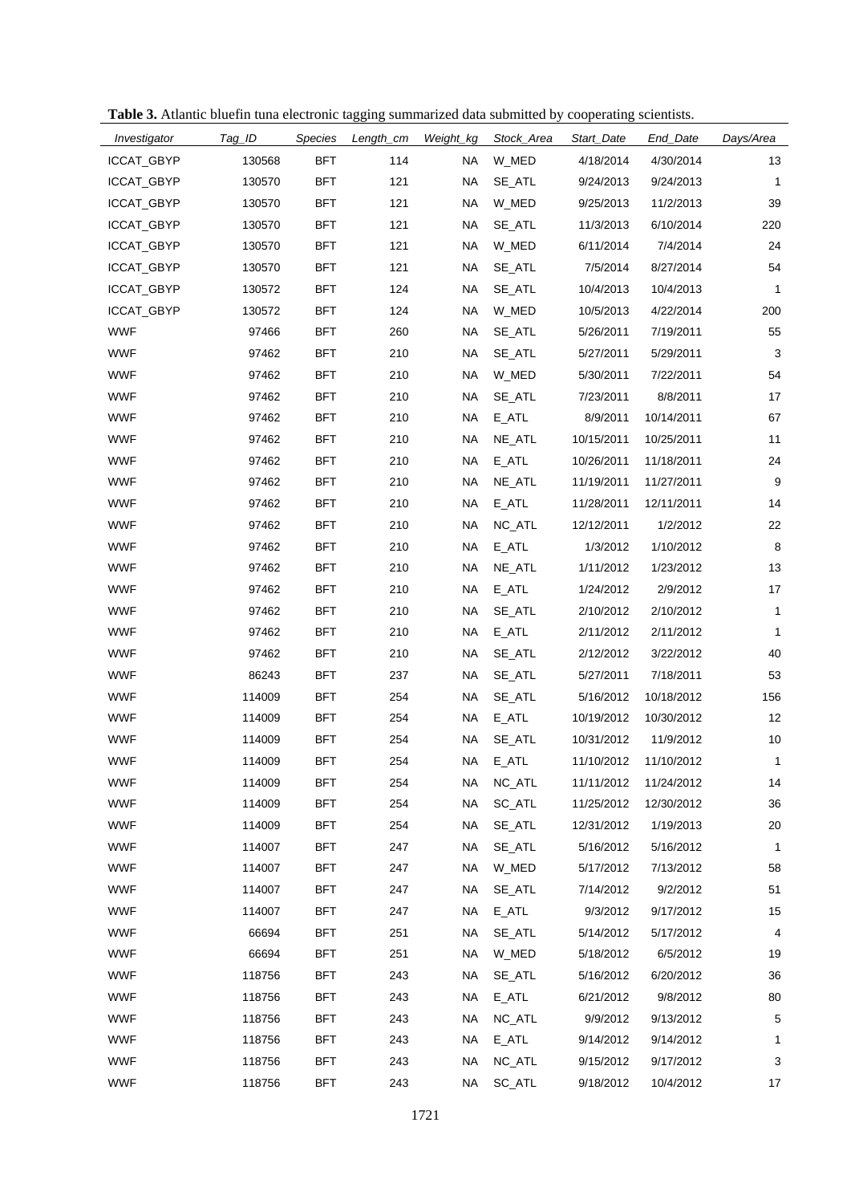**Table 3.** Atlantic bluefin tuna electronic tagging summarized data submitted by cooperating scientists.

| Investigator | Tag_ID | Species | Length_cm | Weight_kg | Stock_Area | Start_Date | End_Date | Days/Area |
|---|---|---|---|---|---|---|---|---|
| ICCAT_GBYP | 130568 | BFT | 114 | NA | W_MED | 4/18/2014 | 4/30/2014 | 13 |
| ICCAT_GBYP | 130570 | BFT | 121 | NA | SE_ATL | 9/24/2013 | 9/24/2013 | 1 |
| ICCAT_GBYP | 130570 | BFT | 121 | NA | W_MED | 9/25/2013 | 11/2/2013 | 39 |
| ICCAT_GBYP | 130570 | BFT | 121 | NA | SE_ATL | 11/3/2013 | 6/10/2014 | 220 |
| ICCAT_GBYP | 130570 | BFT | 121 | NA | W_MED | 6/11/2014 | 7/4/2014 | 24 |
| ICCAT_GBYP | 130570 | BFT | 121 | NA | SE_ATL | 7/5/2014 | 8/27/2014 | 54 |
| ICCAT_GBYP | 130572 | BFT | 124 | NA | SE_ATL | 10/4/2013 | 10/4/2013 | 1 |
| ICCAT_GBYP | 130572 | BFT | 124 | NA | W_MED | 10/5/2013 | 4/22/2014 | 200 |
| WWF | 97466 | BFT | 260 | NA | SE_ATL | 5/26/2011 | 7/19/2011 | 55 |
| WWF | 97462 | BFT | 210 | NA | SE_ATL | 5/27/2011 | 5/29/2011 | 3 |
| WWF | 97462 | BFT | 210 | NA | W_MED | 5/30/2011 | 7/22/2011 | 54 |
| WWF | 97462 | BFT | 210 | NA | SE_ATL | 7/23/2011 | 8/8/2011 | 17 |
| WWF | 97462 | BFT | 210 | NA | E_ATL | 8/9/2011 | 10/14/2011 | 67 |
| WWF | 97462 | BFT | 210 | NA | NE_ATL | 10/15/2011 | 10/25/2011 | 11 |
| WWF | 97462 | BFT | 210 | NA | E_ATL | 10/26/2011 | 11/18/2011 | 24 |
| WWF | 97462 | BFT | 210 | NA | NE_ATL | 11/19/2011 | 11/27/2011 | 9 |
| WWF | 97462 | BFT | 210 | NA | E_ATL | 11/28/2011 | 12/11/2011 | 14 |
| WWF | 97462 | BFT | 210 | NA | NC_ATL | 12/12/2011 | 1/2/2012 | 22 |
| WWF | 97462 | BFT | 210 | NA | E_ATL | 1/3/2012 | 1/10/2012 | 8 |
| WWF | 97462 | BFT | 210 | NA | NE_ATL | 1/11/2012 | 1/23/2012 | 13 |
| WWF | 97462 | BFT | 210 | NA | E_ATL | 1/24/2012 | 2/9/2012 | 17 |
| WWF | 97462 | BFT | 210 | NA | SE_ATL | 2/10/2012 | 2/10/2012 | 1 |
| WWF | 97462 | BFT | 210 | NA | E_ATL | 2/11/2012 | 2/11/2012 | 1 |
| WWF | 97462 | BFT | 210 | NA | SE_ATL | 2/12/2012 | 3/22/2012 | 40 |
| WWF | 86243 | BFT | 237 | NA | SE_ATL | 5/27/2011 | 7/18/2011 | 53 |
| WWF | 114009 | BFT | 254 | NA | SE_ATL | 5/16/2012 | 10/18/2012 | 156 |
| WWF | 114009 | BFT | 254 | NA | E_ATL | 10/19/2012 | 10/30/2012 | 12 |
| WWF | 114009 | BFT | 254 | NA | SE_ATL | 10/31/2012 | 11/9/2012 | 10 |
| WWF | 114009 | BFT | 254 | NA | E_ATL | 11/10/2012 | 11/10/2012 | 1 |
| WWF | 114009 | BFT | 254 | NA | NC_ATL | 11/11/2012 | 11/24/2012 | 14 |
| WWF | 114009 | BFT | 254 | NA | SC_ATL | 11/25/2012 | 12/30/2012 | 36 |
| WWF | 114009 | BFT | 254 | NA | SE_ATL | 12/31/2012 | 1/19/2013 | 20 |
| WWF | 114007 | BFT | 247 | NA | SE_ATL | 5/16/2012 | 5/16/2012 | 1 |
| WWF | 114007 | BFT | 247 | NA | W_MED | 5/17/2012 | 7/13/2012 | 58 |
| WWF | 114007 | BFT | 247 | NA | SE_ATL | 7/14/2012 | 9/2/2012 | 51 |
| WWF | 114007 | BFT | 247 | NA | E_ATL | 9/3/2012 | 9/17/2012 | 15 |
| WWF | 66694 | BFT | 251 | NA | SE_ATL | 5/14/2012 | 5/17/2012 | 4 |
| WWF | 66694 | BFT | 251 | NA | W_MED | 5/18/2012 | 6/5/2012 | 19 |
| WWF | 118756 | BFT | 243 | NA | SE_ATL | 5/16/2012 | 6/20/2012 | 36 |
| WWF | 118756 | BFT | 243 | NA | E_ATL | 6/21/2012 | 9/8/2012 | 80 |
| WWF | 118756 | BFT | 243 | NA | NC_ATL | 9/9/2012 | 9/13/2012 | 5 |
| WWF | 118756 | BFT | 243 | NA | E_ATL | 9/14/2012 | 9/14/2012 | 1 |
| WWF | 118756 | BFT | 243 | NA | NC_ATL | 9/15/2012 | 9/17/2012 | 3 |
| WWF | 118756 | BFT | 243 | NA | SC_ATL | 9/18/2012 | 10/4/2012 | 17 |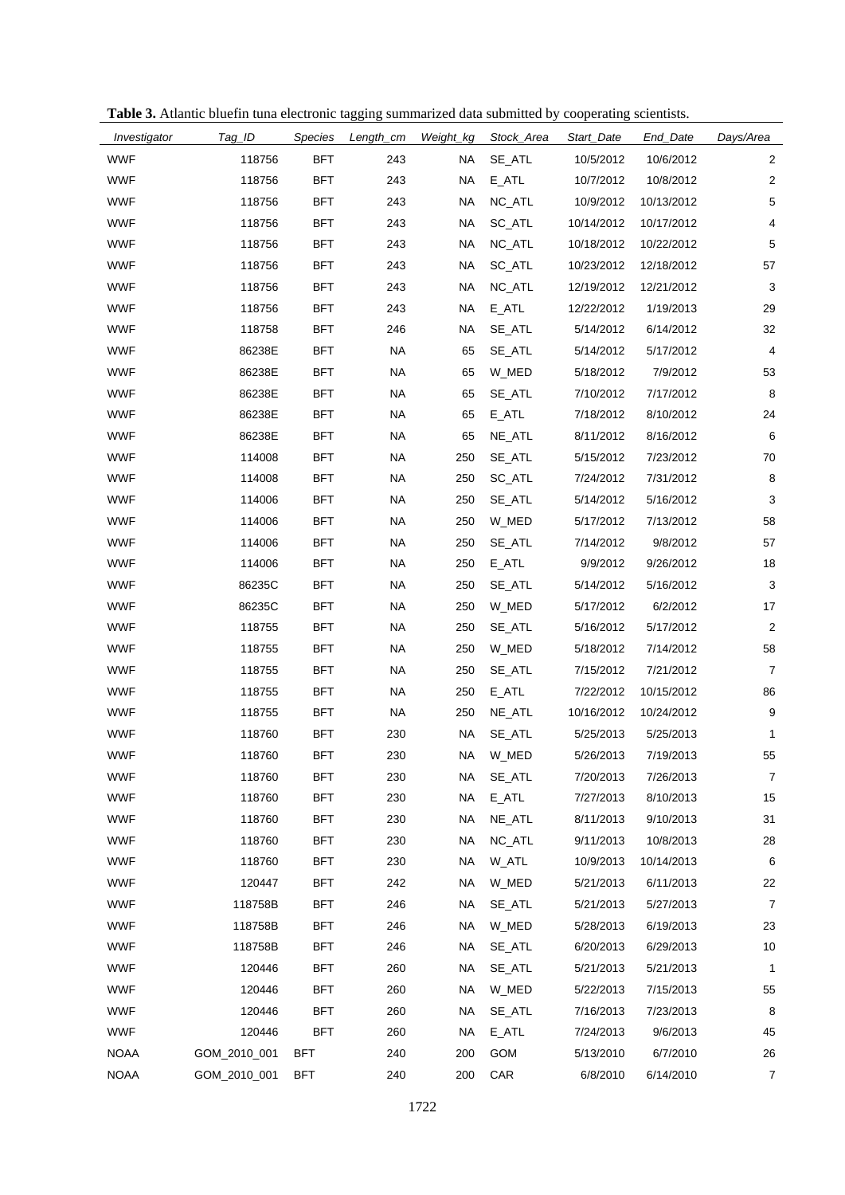**Table 3.** Atlantic bluefin tuna electronic tagging summarized data submitted by cooperating scientists.

| Investigator | Tag_ID | Species | Length_cm | Weight_kg | Stock_Area | Start_Date | End_Date | Days/Area |
|---|---|---|---|---|---|---|---|---|
| WWF | 118756 | BFT | 243 | NA | SE_ATL | 10/5/2012 | 10/6/2012 | 2 |
| WWF | 118756 | BFT | 243 | NA | E_ATL | 10/7/2012 | 10/8/2012 | 2 |
| WWF | 118756 | BFT | 243 | NA | NC_ATL | 10/9/2012 | 10/13/2012 | 5 |
| WWF | 118756 | BFT | 243 | NA | SC_ATL | 10/14/2012 | 10/17/2012 | 4 |
| WWF | 118756 | BFT | 243 | NA | NC_ATL | 10/18/2012 | 10/22/2012 | 5 |
| WWF | 118756 | BFT | 243 | NA | SC_ATL | 10/23/2012 | 12/18/2012 | 57 |
| WWF | 118756 | BFT | 243 | NA | NC_ATL | 12/19/2012 | 12/21/2012 | 3 |
| WWF | 118756 | BFT | 243 | NA | E_ATL | 12/22/2012 | 1/19/2013 | 29 |
| WWF | 118758 | BFT | 246 | NA | SE_ATL | 5/14/2012 | 6/14/2012 | 32 |
| WWF | 86238E | BFT | NA | 65 | SE_ATL | 5/14/2012 | 5/17/2012 | 4 |
| WWF | 86238E | BFT | NA | 65 | W_MED | 5/18/2012 | 7/9/2012 | 53 |
| WWF | 86238E | BFT | NA | 65 | SE_ATL | 7/10/2012 | 7/17/2012 | 8 |
| WWF | 86238E | BFT | NA | 65 | E_ATL | 7/18/2012 | 8/10/2012 | 24 |
| WWF | 86238E | BFT | NA | 65 | NE_ATL | 8/11/2012 | 8/16/2012 | 6 |
| WWF | 114008 | BFT | NA | 250 | SE_ATL | 5/15/2012 | 7/23/2012 | 70 |
| WWF | 114008 | BFT | NA | 250 | SC_ATL | 7/24/2012 | 7/31/2012 | 8 |
| WWF | 114006 | BFT | NA | 250 | SE_ATL | 5/14/2012 | 5/16/2012 | 3 |
| WWF | 114006 | BFT | NA | 250 | W_MED | 5/17/2012 | 7/13/2012 | 58 |
| WWF | 114006 | BFT | NA | 250 | SE_ATL | 7/14/2012 | 9/8/2012 | 57 |
| WWF | 114006 | BFT | NA | 250 | E_ATL | 9/9/2012 | 9/26/2012 | 18 |
| WWF | 86235C | BFT | NA | 250 | SE_ATL | 5/14/2012 | 5/16/2012 | 3 |
| WWF | 86235C | BFT | NA | 250 | W_MED | 5/17/2012 | 6/2/2012 | 17 |
| WWF | 118755 | BFT | NA | 250 | SE_ATL | 5/16/2012 | 5/17/2012 | 2 |
| WWF | 118755 | BFT | NA | 250 | W_MED | 5/18/2012 | 7/14/2012 | 58 |
| WWF | 118755 | BFT | NA | 250 | SE_ATL | 7/15/2012 | 7/21/2012 | 7 |
| WWF | 118755 | BFT | NA | 250 | E_ATL | 7/22/2012 | 10/15/2012 | 86 |
| WWF | 118755 | BFT | NA | 250 | NE_ATL | 10/16/2012 | 10/24/2012 | 9 |
| WWF | 118760 | BFT | 230 | NA | SE_ATL | 5/25/2013 | 5/25/2013 | 1 |
| WWF | 118760 | BFT | 230 | NA | W_MED | 5/26/2013 | 7/19/2013 | 55 |
| WWF | 118760 | BFT | 230 | NA | SE_ATL | 7/20/2013 | 7/26/2013 | 7 |
| WWF | 118760 | BFT | 230 | NA | E_ATL | 7/27/2013 | 8/10/2013 | 15 |
| WWF | 118760 | BFT | 230 | NA | NE_ATL | 8/11/2013 | 9/10/2013 | 31 |
| WWF | 118760 | BFT | 230 | NA | NC_ATL | 9/11/2013 | 10/8/2013 | 28 |
| WWF | 118760 | BFT | 230 | NA | W_ATL | 10/9/2013 | 10/14/2013 | 6 |
| WWF | 120447 | BFT | 242 | NA | W_MED | 5/21/2013 | 6/11/2013 | 22 |
| WWF | 118758B | BFT | 246 | NA | SE_ATL | 5/21/2013 | 5/27/2013 | 7 |
| WWF | 118758B | BFT | 246 | NA | W_MED | 5/28/2013 | 6/19/2013 | 23 |
| WWF | 118758B | BFT | 246 | NA | SE_ATL | 6/20/2013 | 6/29/2013 | 10 |
| WWF | 120446 | BFT | 260 | NA | SE_ATL | 5/21/2013 | 5/21/2013 | 1 |
| WWF | 120446 | BFT | 260 | NA | W_MED | 5/22/2013 | 7/15/2013 | 55 |
| WWF | 120446 | BFT | 260 | NA | SE_ATL | 7/16/2013 | 7/23/2013 | 8 |
| WWF | 120446 | BFT | 260 | NA | E_ATL | 7/24/2013 | 9/6/2013 | 45 |
| NOAA | GOM_2010_001 | BFT | 240 | 200 | GOM | 5/13/2010 | 6/7/2010 | 26 |
| NOAA | GOM_2010_001 | BFT | 240 | 200 | CAR | 6/8/2010 | 6/14/2010 | 7 |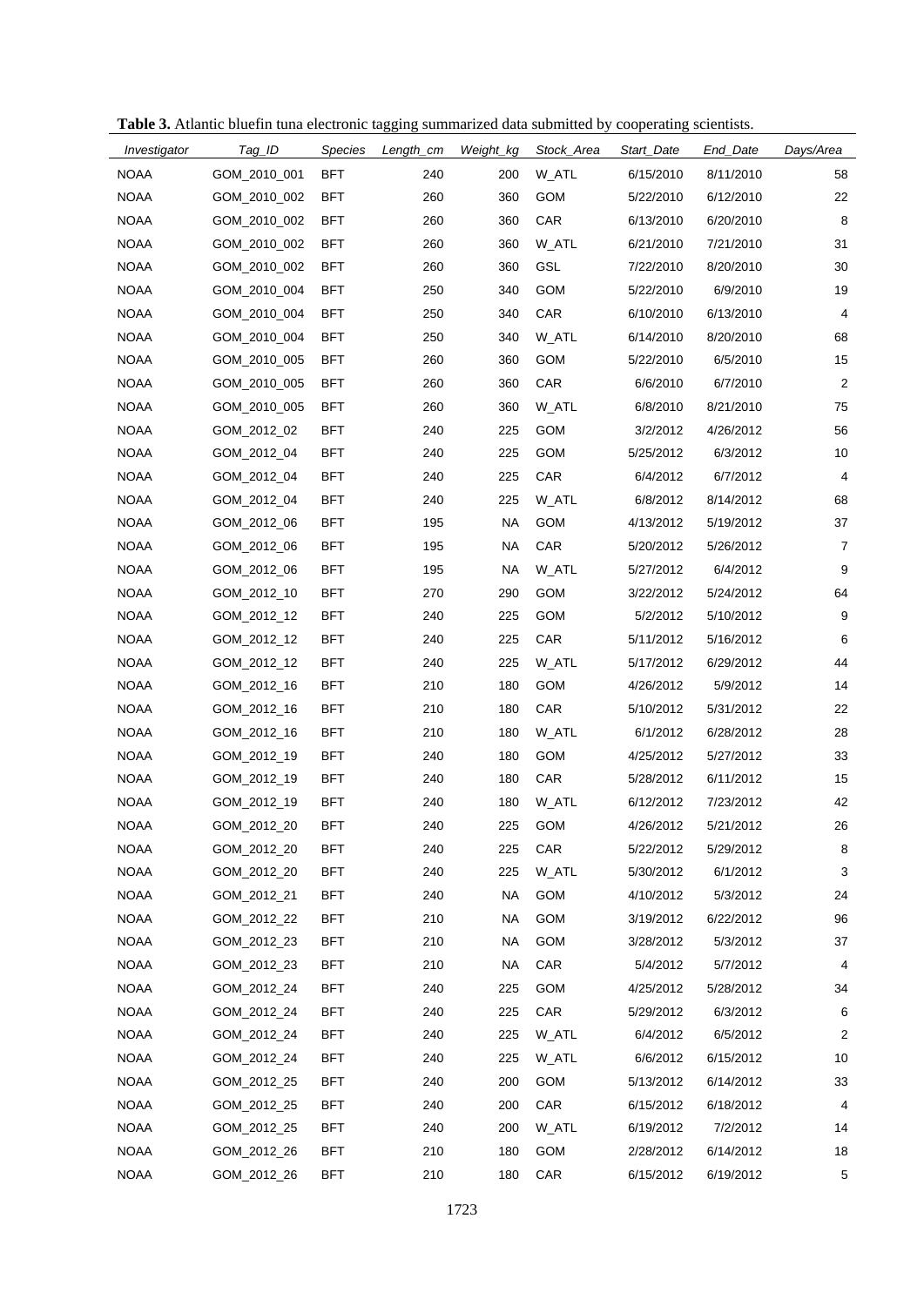**Table 3.** Atlantic bluefin tuna electronic tagging summarized data submitted by cooperating scientists.

| *Investigator* | *Tag_ID* | *Species* | *Length_cm* | *Weight_kg* | *Stock_Area* | *Start_Date* | *End_Date* | *Days/Area* |
|---|---|---|---|---|---|---|---|---|
| NOAA | GOM_2010_001 | BFT | 240 | 200 | W_ATL | 6/15/2010 | 8/11/2010 | 58 |
| NOAA | GOM_2010_002 | BFT | 260 | 360 | GOM | 5/22/2010 | 6/12/2010 | 22 |
| NOAA | GOM_2010_002 | BFT | 260 | 360 | CAR | 6/13/2010 | 6/20/2010 | 8 |
| NOAA | GOM_2010_002 | BFT | 260 | 360 | W_ATL | 6/21/2010 | 7/21/2010 | 31 |
| NOAA | GOM_2010_002 | BFT | 260 | 360 | GSL | 7/22/2010 | 8/20/2010 | 30 |
| NOAA | GOM_2010_004 | BFT | 250 | 340 | GOM | 5/22/2010 | 6/9/2010 | 19 |
| NOAA | GOM_2010_004 | BFT | 250 | 340 | CAR | 6/10/2010 | 6/13/2010 | 4 |
| NOAA | GOM_2010_004 | BFT | 250 | 340 | W_ATL | 6/14/2010 | 8/20/2010 | 68 |
| NOAA | GOM_2010_005 | BFT | 260 | 360 | GOM | 5/22/2010 | 6/5/2010 | 15 |
| NOAA | GOM_2010_005 | BFT | 260 | 360 | CAR | 6/6/2010 | 6/7/2010 | 2 |
| NOAA | GOM_2010_005 | BFT | 260 | 360 | W_ATL | 6/8/2010 | 8/21/2010 | 75 |
| NOAA | GOM_2012_02 | BFT | 240 | 225 | GOM | 3/2/2012 | 4/26/2012 | 56 |
| NOAA | GOM_2012_04 | BFT | 240 | 225 | GOM | 5/25/2012 | 6/3/2012 | 10 |
| NOAA | GOM_2012_04 | BFT | 240 | 225 | CAR | 6/4/2012 | 6/7/2012 | 4 |
| NOAA | GOM_2012_04 | BFT | 240 | 225 | W_ATL | 6/8/2012 | 8/14/2012 | 68 |
| NOAA | GOM_2012_06 | BFT | 195 | NA | GOM | 4/13/2012 | 5/19/2012 | 37 |
| NOAA | GOM_2012_06 | BFT | 195 | NA | CAR | 5/20/2012 | 5/26/2012 | 7 |
| NOAA | GOM_2012_06 | BFT | 195 | NA | W_ATL | 5/27/2012 | 6/4/2012 | 9 |
| NOAA | GOM_2012_10 | BFT | 270 | 290 | GOM | 3/22/2012 | 5/24/2012 | 64 |
| NOAA | GOM_2012_12 | BFT | 240 | 225 | GOM | 5/2/2012 | 5/10/2012 | 9 |
| NOAA | GOM_2012_12 | BFT | 240 | 225 | CAR | 5/11/2012 | 5/16/2012 | 6 |
| NOAA | GOM_2012_12 | BFT | 240 | 225 | W_ATL | 5/17/2012 | 6/29/2012 | 44 |
| NOAA | GOM_2012_16 | BFT | 210 | 180 | GOM | 4/26/2012 | 5/9/2012 | 14 |
| NOAA | GOM_2012_16 | BFT | 210 | 180 | CAR | 5/10/2012 | 5/31/2012 | 22 |
| NOAA | GOM_2012_16 | BFT | 210 | 180 | W_ATL | 6/1/2012 | 6/28/2012 | 28 |
| NOAA | GOM_2012_19 | BFT | 240 | 180 | GOM | 4/25/2012 | 5/27/2012 | 33 |
| NOAA | GOM_2012_19 | BFT | 240 | 180 | CAR | 5/28/2012 | 6/11/2012 | 15 |
| NOAA | GOM_2012_19 | BFT | 240 | 180 | W_ATL | 6/12/2012 | 7/23/2012 | 42 |
| NOAA | GOM_2012_20 | BFT | 240 | 225 | GOM | 4/26/2012 | 5/21/2012 | 26 |
| NOAA | GOM_2012_20 | BFT | 240 | 225 | CAR | 5/22/2012 | 5/29/2012 | 8 |
| NOAA | GOM_2012_20 | BFT | 240 | 225 | W_ATL | 5/30/2012 | 6/1/2012 | 3 |
| NOAA | GOM_2012_21 | BFT | 240 | NA | GOM | 4/10/2012 | 5/3/2012 | 24 |
| NOAA | GOM_2012_22 | BFT | 210 | NA | GOM | 3/19/2012 | 6/22/2012 | 96 |
| NOAA | GOM_2012_23 | BFT | 210 | NA | GOM | 3/28/2012 | 5/3/2012 | 37 |
| NOAA | GOM_2012_23 | BFT | 210 | NA | CAR | 5/4/2012 | 5/7/2012 | 4 |
| NOAA | GOM_2012_24 | BFT | 240 | 225 | GOM | 4/25/2012 | 5/28/2012 | 34 |
| NOAA | GOM_2012_24 | BFT | 240 | 225 | CAR | 5/29/2012 | 6/3/2012 | 6 |
| NOAA | GOM_2012_24 | BFT | 240 | 225 | W_ATL | 6/4/2012 | 6/5/2012 | 2 |
| NOAA | GOM_2012_24 | BFT | 240 | 225 | W_ATL | 6/6/2012 | 6/15/2012 | 10 |
| NOAA | GOM_2012_25 | BFT | 240 | 200 | GOM | 5/13/2012 | 6/14/2012 | 33 |
| NOAA | GOM_2012_25 | BFT | 240 | 200 | CAR | 6/15/2012 | 6/18/2012 | 4 |
| NOAA | GOM_2012_25 | BFT | 240 | 200 | W_ATL | 6/19/2012 | 7/2/2012 | 14 |
| NOAA | GOM_2012_26 | BFT | 210 | 180 | GOM | 2/28/2012 | 6/14/2012 | 18 |
| NOAA | GOM_2012_26 | BFT | 210 | 180 | CAR | 6/15/2012 | 6/19/2012 | 5 |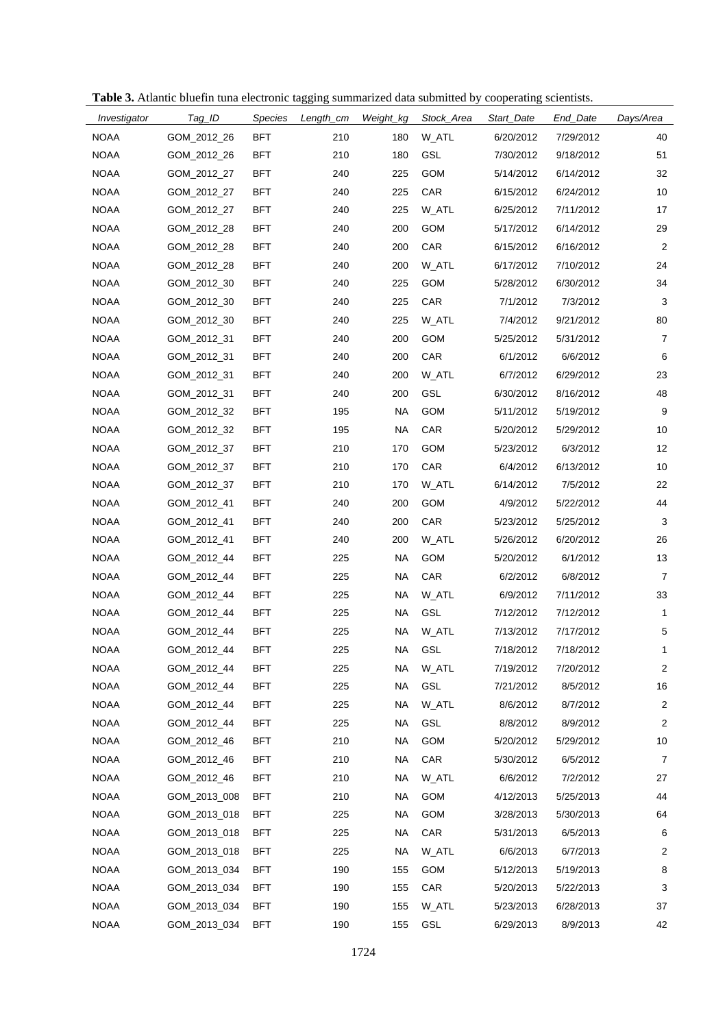**Table 3.** Atlantic bluefin tuna electronic tagging summarized data submitted by cooperating scientists.

| *Investigator* | *Tag_ID* | *Species* | *Length_cm* | *Weight_kg* | *Stock_Area* | *Start_Date* | *End_Date* | *Days/Area* |
|---|---|---|---|---|---|---|---|---|
| NOAA | GOM_2012_26 | BFT | 210 | 180 | W_ATL | 6/20/2012 | 7/29/2012 | 40 |
| NOAA | GOM_2012_26 | BFT | 210 | 180 | GSL | 7/30/2012 | 9/18/2012 | 51 |
| NOAA | GOM_2012_27 | BFT | 240 | 225 | GOM | 5/14/2012 | 6/14/2012 | 32 |
| NOAA | GOM_2012_27 | BFT | 240 | 225 | CAR | 6/15/2012 | 6/24/2012 | 10 |
| NOAA | GOM_2012_27 | BFT | 240 | 225 | W_ATL | 6/25/2012 | 7/11/2012 | 17 |
| NOAA | GOM_2012_28 | BFT | 240 | 200 | GOM | 5/17/2012 | 6/14/2012 | 29 |
| NOAA | GOM_2012_28 | BFT | 240 | 200 | CAR | 6/15/2012 | 6/16/2012 | 2 |
| NOAA | GOM_2012_28 | BFT | 240 | 200 | W_ATL | 6/17/2012 | 7/10/2012 | 24 |
| NOAA | GOM_2012_30 | BFT | 240 | 225 | GOM | 5/28/2012 | 6/30/2012 | 34 |
| NOAA | GOM_2012_30 | BFT | 240 | 225 | CAR | 7/1/2012 | 7/3/2012 | 3 |
| NOAA | GOM_2012_30 | BFT | 240 | 225 | W_ATL | 7/4/2012 | 9/21/2012 | 80 |
| NOAA | GOM_2012_31 | BFT | 240 | 200 | GOM | 5/25/2012 | 5/31/2012 | 7 |
| NOAA | GOM_2012_31 | BFT | 240 | 200 | CAR | 6/1/2012 | 6/6/2012 | 6 |
| NOAA | GOM_2012_31 | BFT | 240 | 200 | W_ATL | 6/7/2012 | 6/29/2012 | 23 |
| NOAA | GOM_2012_31 | BFT | 240 | 200 | GSL | 6/30/2012 | 8/16/2012 | 48 |
| NOAA | GOM_2012_32 | BFT | 195 | NA | GOM | 5/11/2012 | 5/19/2012 | 9 |
| NOAA | GOM_2012_32 | BFT | 195 | NA | CAR | 5/20/2012 | 5/29/2012 | 10 |
| NOAA | GOM_2012_37 | BFT | 210 | 170 | GOM | 5/23/2012 | 6/3/2012 | 12 |
| NOAA | GOM_2012_37 | BFT | 210 | 170 | CAR | 6/4/2012 | 6/13/2012 | 10 |
| NOAA | GOM_2012_37 | BFT | 210 | 170 | W_ATL | 6/14/2012 | 7/5/2012 | 22 |
| NOAA | GOM_2012_41 | BFT | 240 | 200 | GOM | 4/9/2012 | 5/22/2012 | 44 |
| NOAA | GOM_2012_41 | BFT | 240 | 200 | CAR | 5/23/2012 | 5/25/2012 | 3 |
| NOAA | GOM_2012_41 | BFT | 240 | 200 | W_ATL | 5/26/2012 | 6/20/2012 | 26 |
| NOAA | GOM_2012_44 | BFT | 225 | NA | GOM | 5/20/2012 | 6/1/2012 | 13 |
| NOAA | GOM_2012_44 | BFT | 225 | NA | CAR | 6/2/2012 | 6/8/2012 | 7 |
| NOAA | GOM_2012_44 | BFT | 225 | NA | W_ATL | 6/9/2012 | 7/11/2012 | 33 |
| NOAA | GOM_2012_44 | BFT | 225 | NA | GSL | 7/12/2012 | 7/12/2012 | 1 |
| NOAA | GOM_2012_44 | BFT | 225 | NA | W_ATL | 7/13/2012 | 7/17/2012 | 5 |
| NOAA | GOM_2012_44 | BFT | 225 | NA | GSL | 7/18/2012 | 7/18/2012 | 1 |
| NOAA | GOM_2012_44 | BFT | 225 | NA | W_ATL | 7/19/2012 | 7/20/2012 | 2 |
| NOAA | GOM_2012_44 | BFT | 225 | NA | GSL | 7/21/2012 | 8/5/2012 | 16 |
| NOAA | GOM_2012_44 | BFT | 225 | NA | W_ATL | 8/6/2012 | 8/7/2012 | 2 |
| NOAA | GOM_2012_44 | BFT | 225 | NA | GSL | 8/8/2012 | 8/9/2012 | 2 |
| NOAA | GOM_2012_46 | BFT | 210 | NA | GOM | 5/20/2012 | 5/29/2012 | 10 |
| NOAA | GOM_2012_46 | BFT | 210 | NA | CAR | 5/30/2012 | 6/5/2012 | 7 |
| NOAA | GOM_2012_46 | BFT | 210 | NA | W_ATL | 6/6/2012 | 7/2/2012 | 27 |
| NOAA | GOM_2013_008 | BFT | 210 | NA | GOM | 4/12/2013 | 5/25/2013 | 44 |
| NOAA | GOM_2013_018 | BFT | 225 | NA | GOM | 3/28/2013 | 5/30/2013 | 64 |
| NOAA | GOM_2013_018 | BFT | 225 | NA | CAR | 5/31/2013 | 6/5/2013 | 6 |
| NOAA | GOM_2013_018 | BFT | 225 | NA | W_ATL | 6/6/2013 | 6/7/2013 | 2 |
| NOAA | GOM_2013_034 | BFT | 190 | 155 | GOM | 5/12/2013 | 5/19/2013 | 8 |
| NOAA | GOM_2013_034 | BFT | 190 | 155 | CAR | 5/20/2013 | 5/22/2013 | 3 |
| NOAA | GOM_2013_034 | BFT | 190 | 155 | W_ATL | 5/23/2013 | 6/28/2013 | 37 |
| NOAA | GOM_2013_034 | BFT | 190 | 155 | GSL | 6/29/2013 | 8/9/2013 | 42 |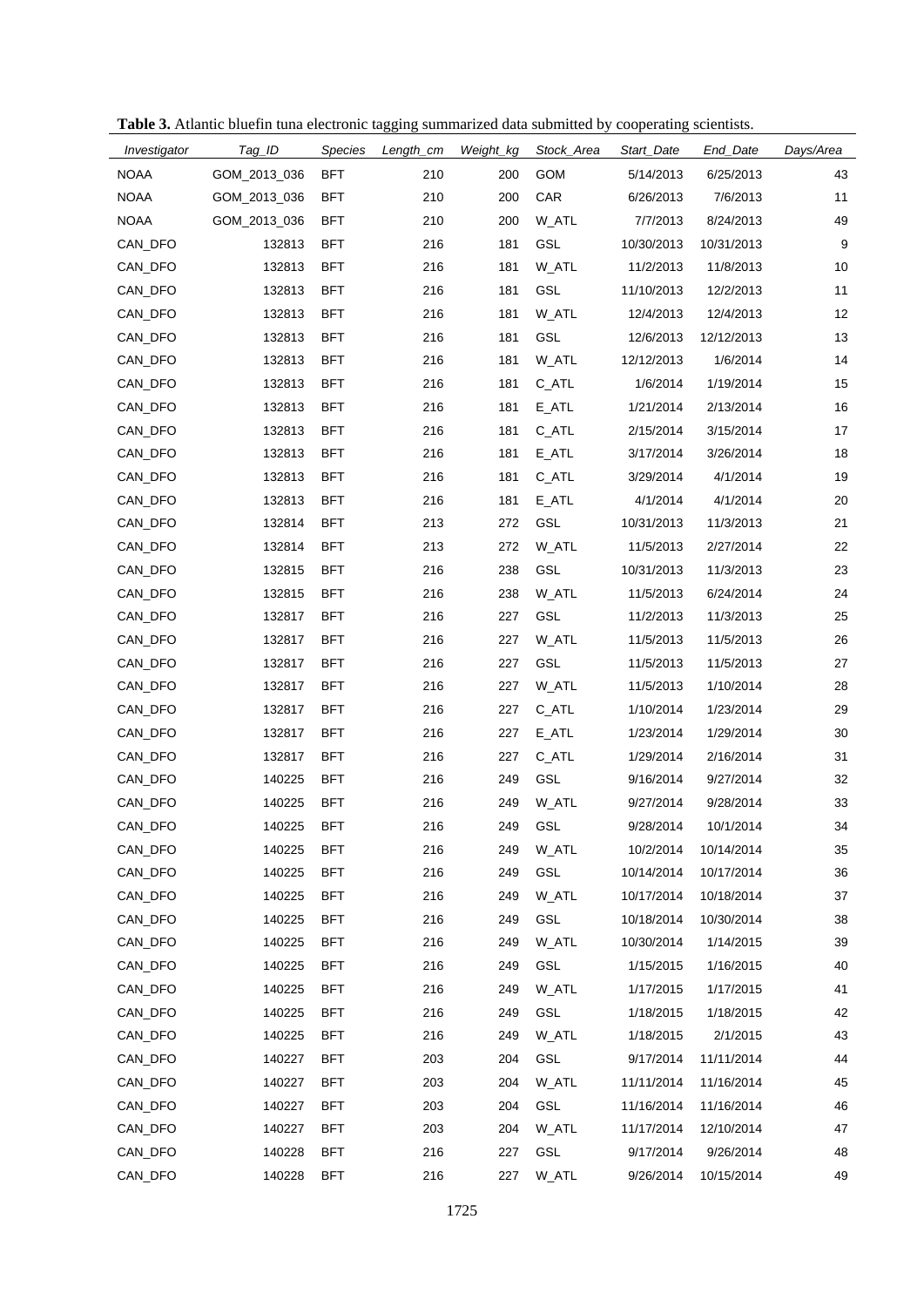**Table 3.** Atlantic bluefin tuna electronic tagging summarized data submitted by cooperating scientists.

| Investigator | Tag_ID | Species | Length_cm | Weight_kg | Stock_Area | Start_Date | End_Date | Days/Area |
|---|---|---|---|---|---|---|---|---|
| NOAA | GOM_2013_036 | BFT | 210 | 200 | GOM | 5/14/2013 | 6/25/2013 | 43 |
| NOAA | GOM_2013_036 | BFT | 210 | 200 | CAR | 6/26/2013 | 7/6/2013 | 11 |
| NOAA | GOM_2013_036 | BFT | 210 | 200 | W_ATL | 7/7/2013 | 8/24/2013 | 49 |
| CAN_DFO | 132813 | BFT | 216 | 181 | GSL | 10/30/2013 | 10/31/2013 | 9 |
| CAN_DFO | 132813 | BFT | 216 | 181 | W_ATL | 11/2/2013 | 11/8/2013 | 10 |
| CAN_DFO | 132813 | BFT | 216 | 181 | GSL | 11/10/2013 | 12/2/2013 | 11 |
| CAN_DFO | 132813 | BFT | 216 | 181 | W_ATL | 12/4/2013 | 12/4/2013 | 12 |
| CAN_DFO | 132813 | BFT | 216 | 181 | GSL | 12/6/2013 | 12/12/2013 | 13 |
| CAN_DFO | 132813 | BFT | 216 | 181 | W_ATL | 12/12/2013 | 1/6/2014 | 14 |
| CAN_DFO | 132813 | BFT | 216 | 181 | C_ATL | 1/6/2014 | 1/19/2014 | 15 |
| CAN_DFO | 132813 | BFT | 216 | 181 | E_ATL | 1/21/2014 | 2/13/2014 | 16 |
| CAN_DFO | 132813 | BFT | 216 | 181 | C_ATL | 2/15/2014 | 3/15/2014 | 17 |
| CAN_DFO | 132813 | BFT | 216 | 181 | E_ATL | 3/17/2014 | 3/26/2014 | 18 |
| CAN_DFO | 132813 | BFT | 216 | 181 | C_ATL | 3/29/2014 | 4/1/2014 | 19 |
| CAN_DFO | 132813 | BFT | 216 | 181 | E_ATL | 4/1/2014 | 4/1/2014 | 20 |
| CAN_DFO | 132814 | BFT | 213 | 272 | GSL | 10/31/2013 | 11/3/2013 | 21 |
| CAN_DFO | 132814 | BFT | 213 | 272 | W_ATL | 11/5/2013 | 2/27/2014 | 22 |
| CAN_DFO | 132815 | BFT | 216 | 238 | GSL | 10/31/2013 | 11/3/2013 | 23 |
| CAN_DFO | 132815 | BFT | 216 | 238 | W_ATL | 11/5/2013 | 6/24/2014 | 24 |
| CAN_DFO | 132817 | BFT | 216 | 227 | GSL | 11/2/2013 | 11/3/2013 | 25 |
| CAN_DFO | 132817 | BFT | 216 | 227 | W_ATL | 11/5/2013 | 11/5/2013 | 26 |
| CAN_DFO | 132817 | BFT | 216 | 227 | GSL | 11/5/2013 | 11/5/2013 | 27 |
| CAN_DFO | 132817 | BFT | 216 | 227 | W_ATL | 11/5/2013 | 1/10/2014 | 28 |
| CAN_DFO | 132817 | BFT | 216 | 227 | C_ATL | 1/10/2014 | 1/23/2014 | 29 |
| CAN_DFO | 132817 | BFT | 216 | 227 | E_ATL | 1/23/2014 | 1/29/2014 | 30 |
| CAN_DFO | 132817 | BFT | 216 | 227 | C_ATL | 1/29/2014 | 2/16/2014 | 31 |
| CAN_DFO | 140225 | BFT | 216 | 249 | GSL | 9/16/2014 | 9/27/2014 | 32 |
| CAN_DFO | 140225 | BFT | 216 | 249 | W_ATL | 9/27/2014 | 9/28/2014 | 33 |
| CAN_DFO | 140225 | BFT | 216 | 249 | GSL | 9/28/2014 | 10/1/2014 | 34 |
| CAN_DFO | 140225 | BFT | 216 | 249 | W_ATL | 10/2/2014 | 10/14/2014 | 35 |
| CAN_DFO | 140225 | BFT | 216 | 249 | GSL | 10/14/2014 | 10/17/2014 | 36 |
| CAN_DFO | 140225 | BFT | 216 | 249 | W_ATL | 10/17/2014 | 10/18/2014 | 37 |
| CAN_DFO | 140225 | BFT | 216 | 249 | GSL | 10/18/2014 | 10/30/2014 | 38 |
| CAN_DFO | 140225 | BFT | 216 | 249 | W_ATL | 10/30/2014 | 1/14/2015 | 39 |
| CAN_DFO | 140225 | BFT | 216 | 249 | GSL | 1/15/2015 | 1/16/2015 | 40 |
| CAN_DFO | 140225 | BFT | 216 | 249 | W_ATL | 1/17/2015 | 1/17/2015 | 41 |
| CAN_DFO | 140225 | BFT | 216 | 249 | GSL | 1/18/2015 | 1/18/2015 | 42 |
| CAN_DFO | 140225 | BFT | 216 | 249 | W_ATL | 1/18/2015 | 2/1/2015 | 43 |
| CAN_DFO | 140227 | BFT | 203 | 204 | GSL | 9/17/2014 | 11/11/2014 | 44 |
| CAN_DFO | 140227 | BFT | 203 | 204 | W_ATL | 11/11/2014 | 11/16/2014 | 45 |
| CAN_DFO | 140227 | BFT | 203 | 204 | GSL | 11/16/2014 | 11/16/2014 | 46 |
| CAN_DFO | 140227 | BFT | 203 | 204 | W_ATL | 11/17/2014 | 12/10/2014 | 47 |
| CAN_DFO | 140228 | BFT | 216 | 227 | GSL | 9/17/2014 | 9/26/2014 | 48 |
| CAN_DFO | 140228 | BFT | 216 | 227 | W_ATL | 9/26/2014 | 10/15/2014 | 49 |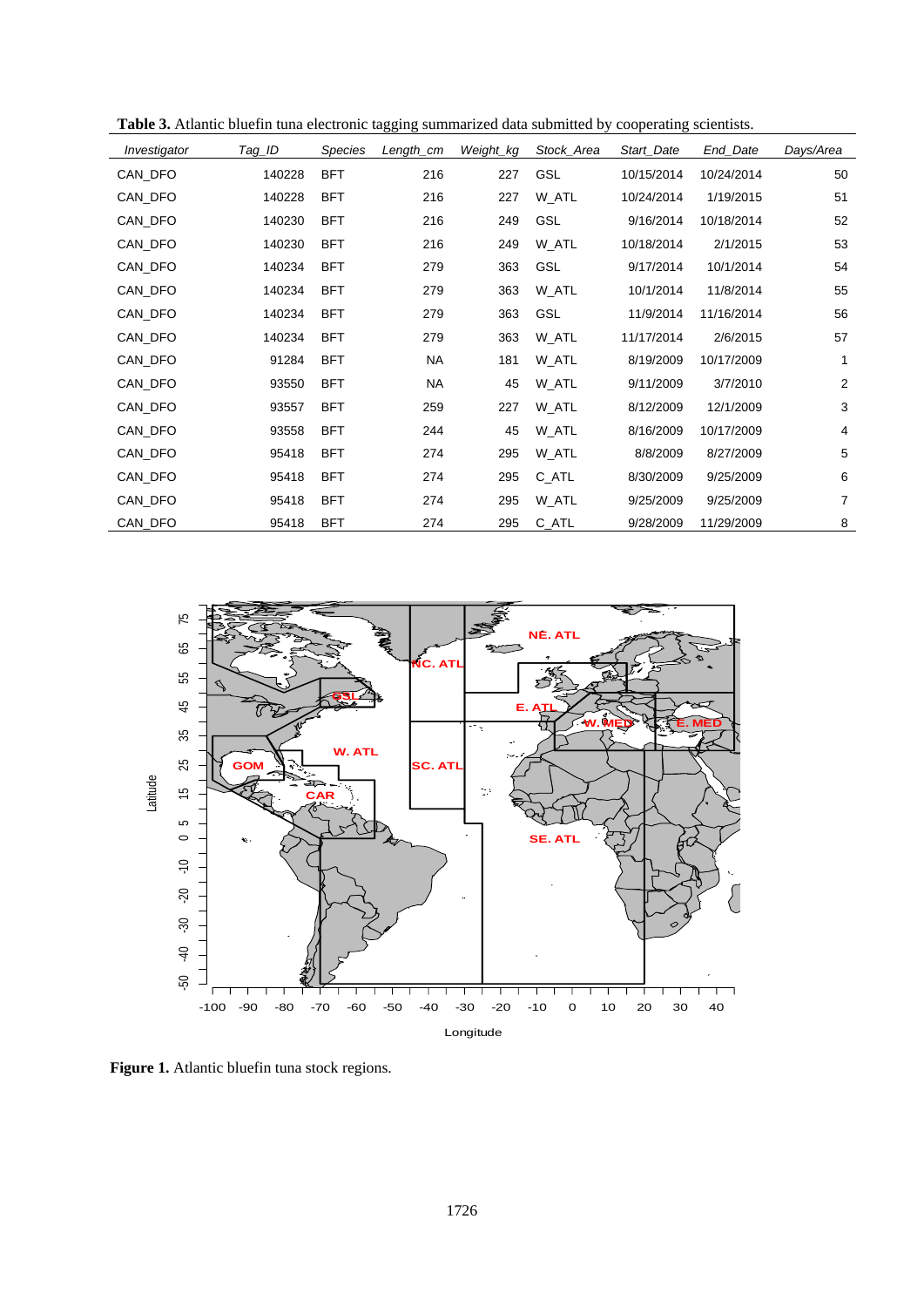**Table 3.** Atlantic bluefin tuna electronic tagging summarized data submitted by cooperating scientists.

| *Investigator* | *Tag_ID* | *Species* | *Length_cm* | *Weight_kg* | *Stock_Area* | *Start_Date* | *End_Date* | *Days/Area* |
|---|---|---|---|---|---|---|---|---|
| CAN_DFO | 140228 | BFT | 216 | 227 | GSL | 10/15/2014 | 10/24/2014 | 50 |
| CAN_DFO | 140228 | BFT | 216 | 227 | W_ATL | 10/24/2014 | 1/19/2015 | 51 |
| CAN_DFO | 140230 | BFT | 216 | 249 | GSL | 9/16/2014 | 10/18/2014 | 52 |
| CAN_DFO | 140230 | BFT | 216 | 249 | W_ATL | 10/18/2014 | 2/1/2015 | 53 |
| CAN_DFO | 140234 | BFT | 279 | 363 | GSL | 9/17/2014 | 10/1/2014 | 54 |
| CAN_DFO | 140234 | BFT | 279 | 363 | W_ATL | 10/1/2014 | 11/8/2014 | 55 |
| CAN_DFO | 140234 | BFT | 279 | 363 | GSL | 11/9/2014 | 11/16/2014 | 56 |
| CAN_DFO | 140234 | BFT | 279 | 363 | W_ATL | 11/17/2014 | 2/6/2015 | 57 |
| CAN_DFO | 91284 | BFT | NA | 181 | W_ATL | 8/19/2009 | 10/17/2009 | 1 |
| CAN_DFO | 93550 | BFT | NA | 45 | W_ATL | 9/11/2009 | 3/7/2010 | 2 |
| CAN_DFO | 93557 | BFT | 259 | 227 | W_ATL | 8/12/2009 | 12/1/2009 | 3 |
| CAN_DFO | 93558 | BFT | 244 | 45 | W_ATL | 8/16/2009 | 10/17/2009 | 4 |
| CAN_DFO | 95418 | BFT | 274 | 295 | W_ATL | 8/8/2009 | 8/27/2009 | 5 |
| CAN_DFO | 95418 | BFT | 274 | 295 | C_ATL | 8/30/2009 | 9/25/2009 | 6 |
| CAN_DFO | 95418 | BFT | 274 | 295 | W_ATL | 9/25/2009 | 9/25/2009 | 7 |
| CAN_DFO | 95418 | BFT | 274 | 295 | C_ATL | 9/28/2009 | 11/29/2009 | 8 |

**Figure 1.** Atlantic bluefin tuna stock regions.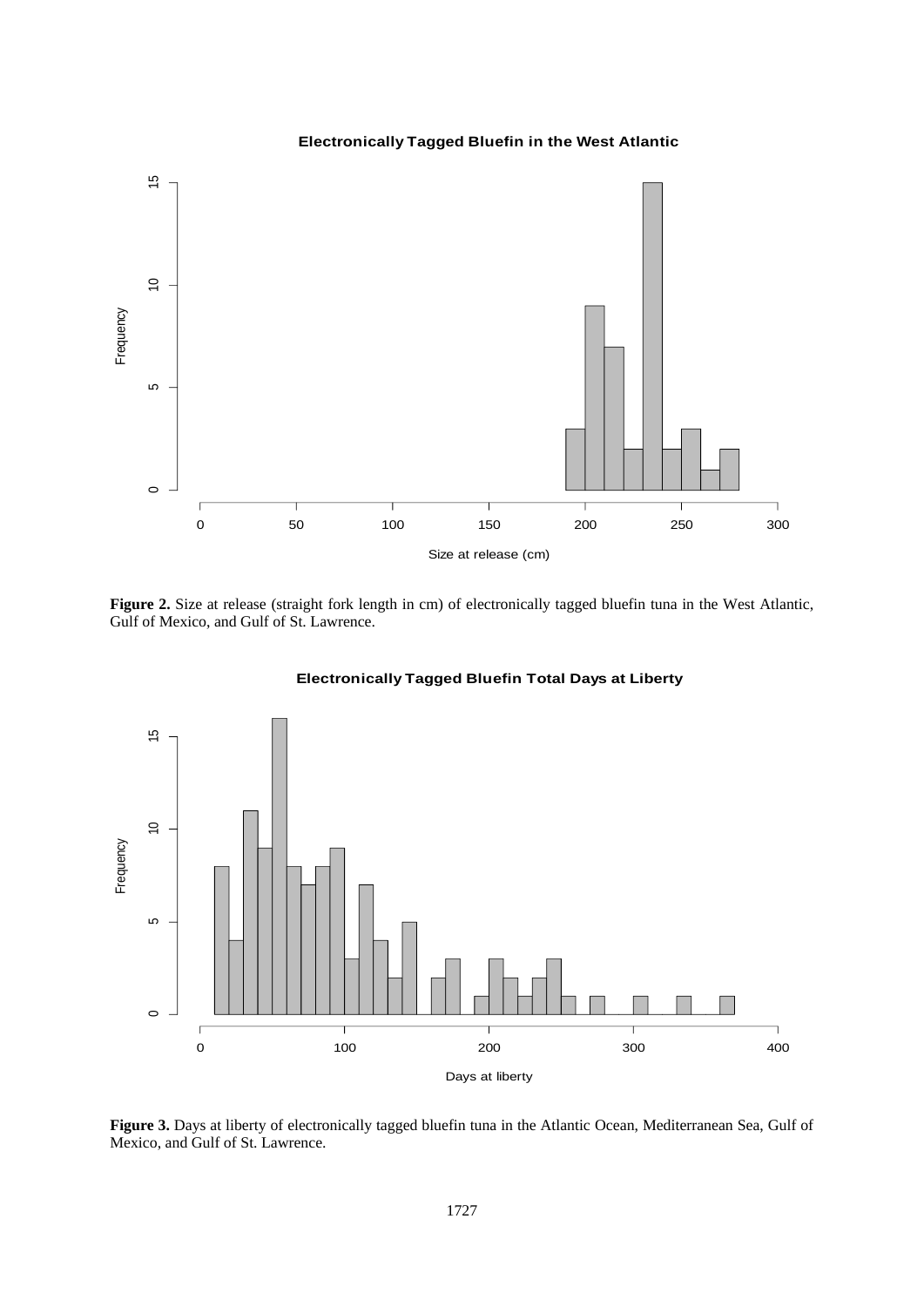**Figure 2.** Size at release (straight fork length in cm) of electronically tagged bluefin tuna in the West Atlantic, Gulf of Mexico, and Gulf of St. Lawrence.

**Figure 3.** Days at liberty of electronically tagged bluefin tuna in the Atlantic Ocean, Mediterranean Sea, Gulf of Mexico, and Gulf of St. Lawrence.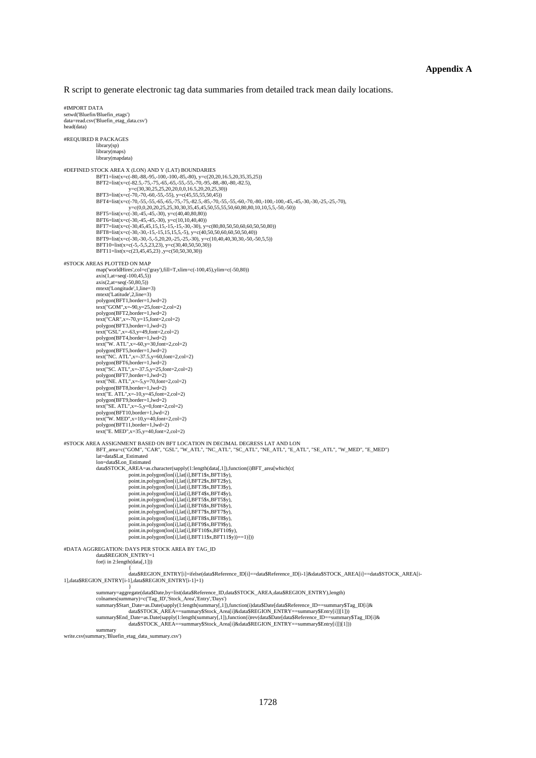**Appendix A**

R script to generate electronic tag data summaries from detailed track mean daily locations.

```
#IMPORT DATA
setwd('Bluefin/Bluefin_etags')
data=read.csv('Bluefin_etag_data.csv')
head(data)

#REQUIRED R PACKAGES
        library(sp)
        library(maps)
        library(mapdata)

#DEFINED STOCK AREA X (LON) AND Y (LAT) BOUNDARIES
        BFT1=list(x=c(-80,-88,-95,-100,-100,-85,-80), y=c(20,20,16.5,20,35,35,25))
        BFT2=list(x=c(-82.5,-75,-75,-65,-65,-55,-55,-70,-95,-88,-80,-80,-82.5),
                y=c(30,30,25,25,20,20,0,0,16.5,20,20,25,30))
        BFT3=list(x=c(-70,-70,-60,-55,-55), y=c(45,55,55,50,45))
        BFT4=list(x=c(-70,-55,-55,-65,-65,-75,-75,-82.5,-85,-70,-55,-55,-60,-70,-80,-100,-100,-45,-45,-30,-30,-25,-25,-70),
                y=c(0,0,20,20,25,25,30,30,35,45,45,50,55,55,50,60,80,80,10,10,5,5,-50,-50))
        BFT5=list(x=c(-30,-45,-45,-30), y=c(40,40,80,80))
        BFT6=list(x=c(-30,-45,-45,-30), y=c(10,10,40,40))
        BFT7=list(x=c(-30,45,45,15,15,-15,-15,-30,-30), y=c(80,80,50,50,60,60,50,50,80))
        BFT8=list(x=c(-30,-30,-15,-15,15,15,5,-5), y=c(40,50,50,60,60,50,50,40))
        BFT9=list(x=c(-30,-30,-5,-5,20,20,-25,-25,-30), y=c(10,40,40,30,30,-50,-50,5,5))
        BFT10=list(x=c(-5,-5,5,23,23), y=c(30,40,50,50,30))
        BFT11=list(x=c(23,45,45,23) ,y=c(50,50,30,30))

#STOCK AREAS PLOTTED ON MAP
        map('worldHires',col=c('gray'),fill=T,xlim=c(-100,45),ylim=c(-50,80))
        axis(1,at=seq(-100,45,5))
        axis(2,at=seq(-50,80,5))
        mtext('Longitude',1,line=3)
        mtext('Latitude',2,line=3)
        polygon(BFT1,border=1,lwd=2)
        text("GOM",x=-90,y=25,font=2,col=2)
        polygon(BFT2,border=1,lwd=2)
        text("CAR",x=-70,y=15,font=2,col=2)
        polygon(BFT3,border=1,lwd=2)
        text("GSL",x=-63,y=49,font=2,col=2)
        polygon(BFT4,border=1,lwd=2)
        text("W. ATL",x=-60,y=30,font=2,col=2)
        polygon(BFT5,border=1,lwd=2)
        text("NC. ATL",x=-37.5,y=60,font=2,col=2)
        polygon(BFT6,border=1,lwd=2)
        text("SC. ATL",x=-37.5,y=25,font=2,col=2)
        polygon(BFT7,border=1,lwd=2)
        text("NE. ATL",x=-5,y=70,font=2,col=2)
        polygon(BFT8,border=1,lwd=2)
        text("E. ATL",x=-10,y=45,font=2,col=2)
        polygon(BFT9,border=1,lwd=2)
        text("SE. ATL",x=-5,y=0,font=2,col=2)
        polygon(BFT10,border=1,lwd=2)
        text("W. MED",x=10,y=40,font=2,col=2)
        polygon(BFT11,border=1,lwd=2)
        text("E. MED",x=35,y=40,font=2,col=2)

#STOCK AREA ASSIGNMENT BASED ON BFT LOCATION IN DECIMAL DEGRESS LAT AND LON
        BFT_area=c("GOM", "CAR", "GSL", "W_ATL", "NC_ATL", "SC_ATL", "NE_ATL", "E_ATL", "SE_ATL", "W_MED", "E_MED")
        lat=data$Lat_Estimated
        lon=data$Lon_Estimated
        data$STOCK_AREA=as.character(sapply(1:length(data[,1]),function(i)BFT_area[which(c(
                point.in.polygon(lon[i],lat[i],BFT1$x,BFT1$y),
                point.in.polygon(lon[i],lat[i],BFT2$x,BFT2$y),
                point.in.polygon(lon[i],lat[i],BFT3$x,BFT3$y),
                point.in.polygon(lon[i],lat[i],BFT4$x,BFT4$y),
                point.in.polygon(lon[i],lat[i],BFT5$x,BFT5$y),
                point.in.polygon(lon[i],lat[i],BFT6$x,BFT6$y),
                point.in.polygon(lon[i],lat[i],BFT7$x,BFT7$y),
                point.in.polygon(lon[i],lat[i],BFT8$x,BFT8$y),
                point.in.polygon(lon[i],lat[i],BFT9$x,BFT9$y),
                point.in.polygon(lon[i],lat[i],BFT10$x,BFT10$y),
                point.in.polygon(lon[i],lat[i],BFT11$x,BFT11$y))==1)]))

#DATA AGGREGATION: DAYS PER STOCK AREA BY TAG_ID
        data$REGION_ENTRY=1
        for(i in 2:length(data[,1]))
                {
                data$REGION_ENTRY[i]=ifelse(data$Reference_ID[i]==data$Reference_ID[i-1]&data$STOCK_AREA[i]==data$STOCK_AREA[i-
1],data$REGION_ENTRY[i-1],data$REGION_ENTRY[i-1]+1)
                }
        summary=aggregate(data$Date,by=list(data$Reference_ID,data$STOCK_AREA,data$REGION_ENTRY),length)
        colnames(summary)=c('Tag_ID','Stock_Area','Entry','Days')
        summary$Start_Date=as.Date(sapply(1:length(summary[,1]),function(i)data$Date[data$Reference_ID==summary$Tag_ID[i]&
                data$STOCK_AREA==summary$Stock_Area[i]&data$REGION_ENTRY==summary$Entry[i]][1]))
        summary$End_Date=as.Date(sapply(1:length(summary[,1]),function(i)rev(data$Date[data$Reference_ID==summary$Tag_ID[i]&
                data$STOCK_AREA==summary$Stock_Area[i]&data$REGION_ENTRY==summary$Entry[i]])[1]))
        summary
write.csv(summary,'Bluefin_etag_data_summary.csv')
```